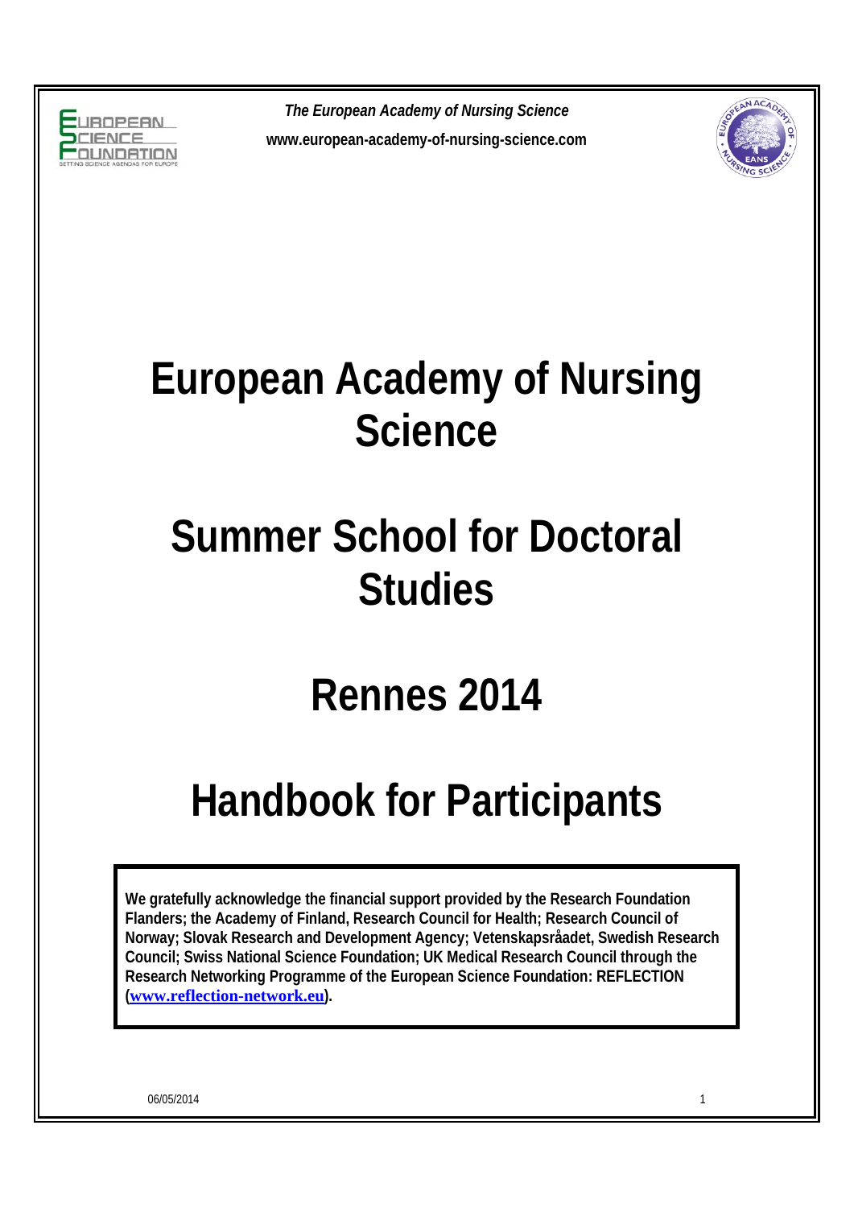*The European Academy of Nursing Science*

www.european-academy-of-nursing-science.com

# European Academy of Nursing Science

# Summer School for Doctoral Studies

# Rennes 2014

# Handbook for Participants

**We gratefully acknowledge the financial support provided by the Research Foundation Flanders; the Academy of Finland, Research Council for Health; Research Council of Norway; Slovak Research and Development Agency; Vetenskapsrådet, Swedish Research Council; Swiss National Science Foundation; UK Medical Research Council through the Research Networking Programme of the European Science Foundation: REFLECTION (www.reflection-network.eu).**

06/05/2014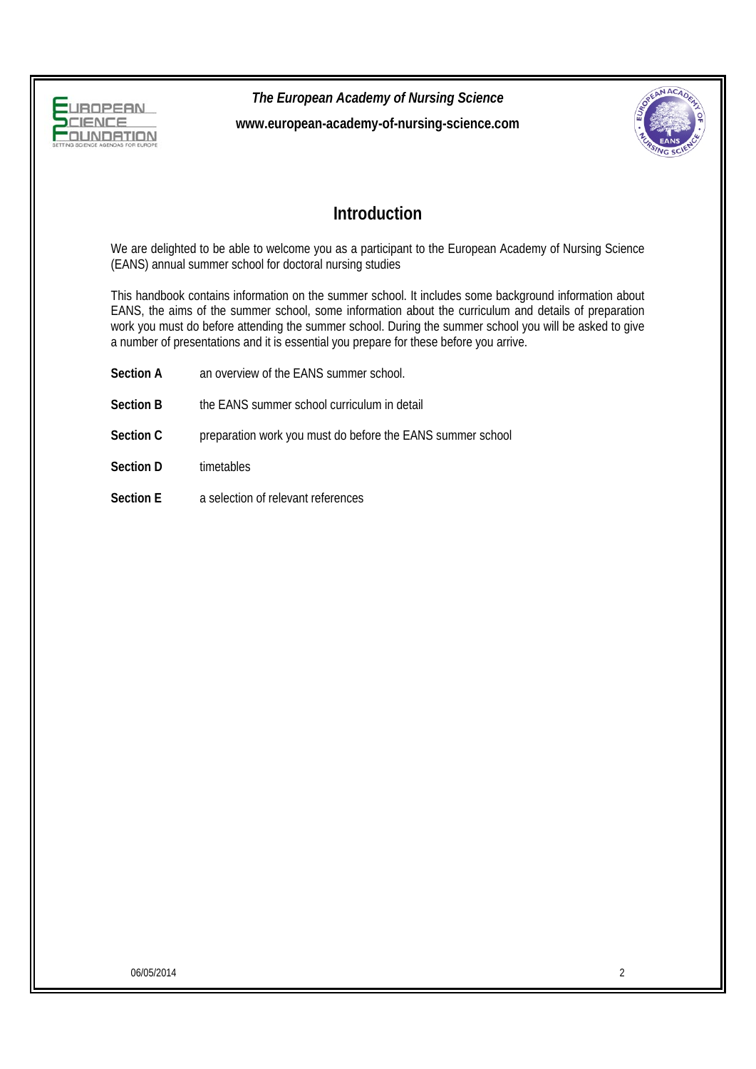# Introduction

We are delighted to be able to welcome you as a participant to the European Academy of Nursing Science (EANS) annual summer school for doctoral nursing studies

This handbook contains information on the summer school. It includes some background information about EANS, the aims of the summer school, some information about the curriculum and details of preparation work you must do before attending the summer school. During the summer school you will be asked to give a number of presentations and it is essential you prepare for these before you arrive.

**Section A** an overview of the EANS summer school.

**Section B** the EANS summer school curriculum in detail

**Section C** preparation work you must do before the EANS summer school

**Section D** timetables

**Section E** a selection of relevant references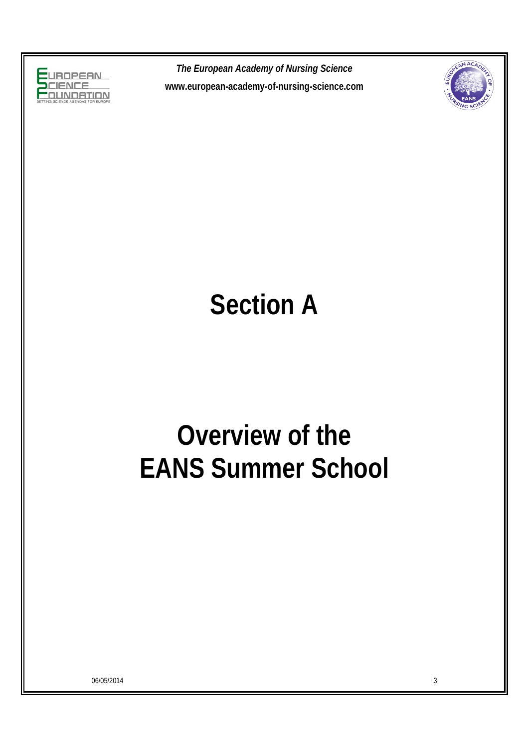# Section A

# Overview of the EANS Summer School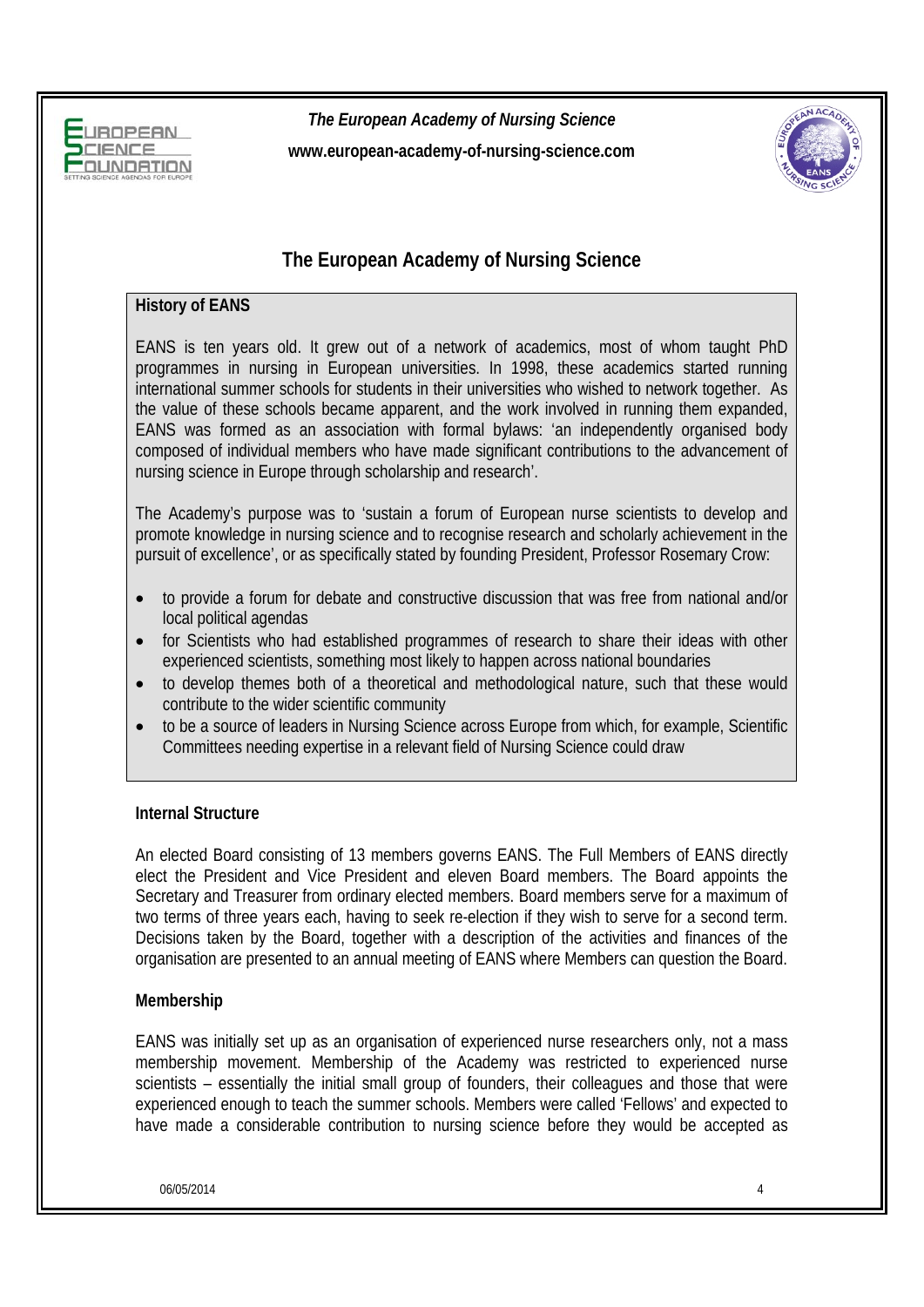# The European Academy of Nursing Science

## History of EANS

EANS is ten years old. It grew out of a network of academics, most of whom taught PhD programmes in nursing in European universities. In 1998, these academics started running international summer schools for students in their universities who wished to network together. As the value of these schools became apparent, and the work involved in running them expanded, EANS was formed as an association with formal bylaws: 'an independently organised body composed of individual members who have made significant contributions to the advancement of nursing science in Europe through scholarship and research'.

The Academy's purpose was to 'sustain a forum of European nurse scientists to develop and promote knowledge in nursing science and to recognise research and scholarly achievement in the pursuit of excellence', or as specifically stated by founding President, Professor Rosemary Crow:

- to provide a forum for debate and constructive discussion that was free from national and/or local political agendas
- for Scientists who had established programmes of research to share their ideas with other experienced scientists, something most likely to happen across national boundaries
- to develop themes both of a theoretical and methodological nature, such that these would contribute to the wider scientific community
- to be a source of leaders in Nursing Science across Europe from which, for example, Scientific Committees needing expertise in a relevant field of Nursing Science could draw

## Internal Structure

An elected Board consisting of 13 members governs EANS. The Full Members of EANS directly elect the President and Vice President and eleven Board members. The Board appoints the Secretary and Treasurer from ordinary elected members. Board members serve for a maximum of two terms of three years each, having to seek re-election if they wish to serve for a second term. Decisions taken by the Board, together with a description of the activities and finances of the organisation are presented to an annual meeting of EANS where Members can question the Board.

## Membership

EANS was initially set up as an organisation of experienced nurse researchers only, not a mass membership movement. Membership of the Academy was restricted to experienced nurse scientists – essentially the initial small group of founders, their colleagues and those that were experienced enough to teach the summer schools. Members were called 'Fellows' and expected to have made a considerable contribution to nursing science before they would be accepted as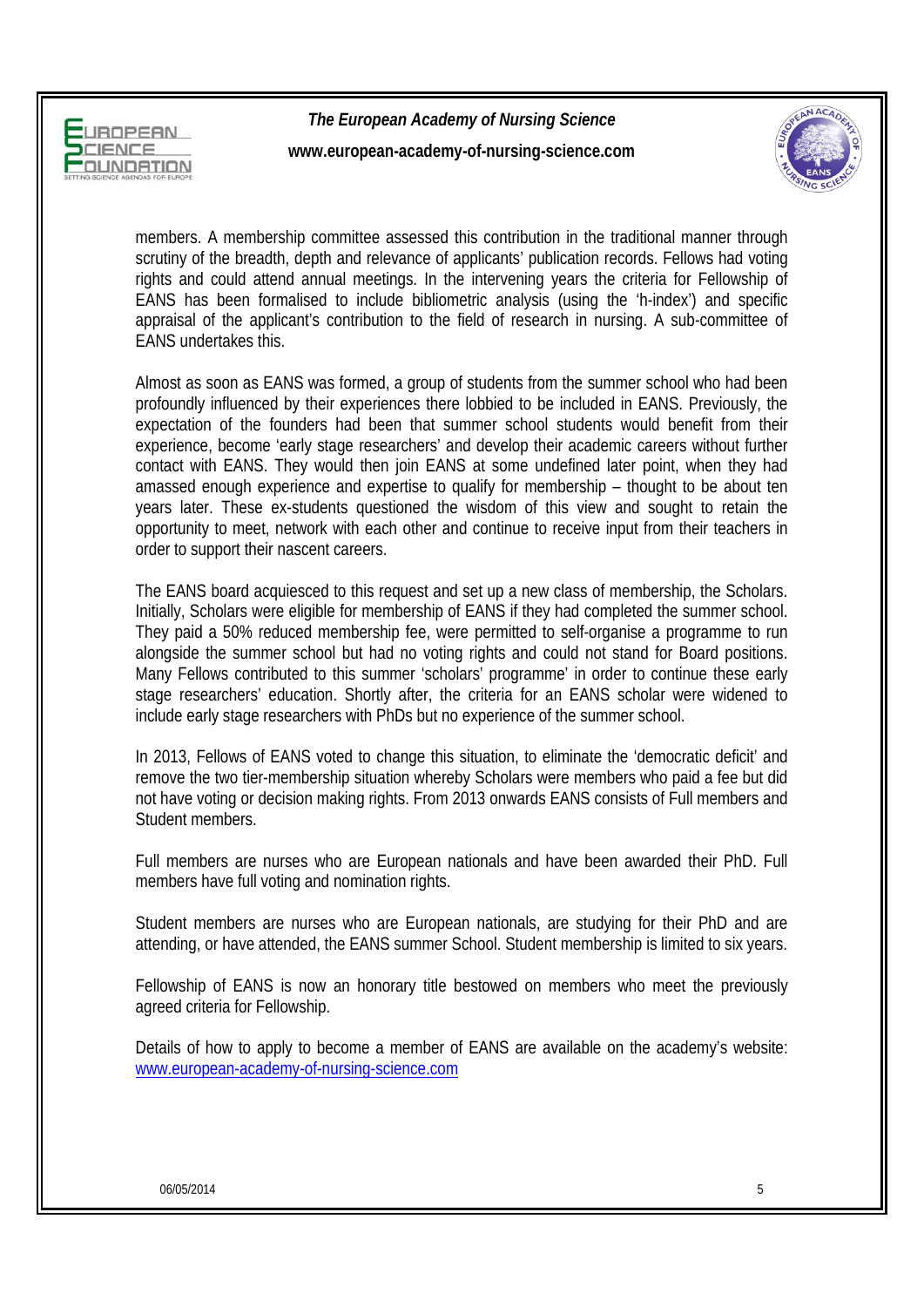members. A membership committee assessed this contribution in the traditional manner through scrutiny of the breadth, depth and relevance of applicants' publication records. Fellows had voting rights and could attend annual meetings. In the intervening years the criteria for Fellowship of EANS has been formalised to include bibliometric analysis (using the 'h-index') and specific appraisal of the applicant's contribution to the field of research in nursing. A sub-committee of EANS undertakes this.

Almost as soon as EANS was formed, a group of students from the summer school who had been profoundly influenced by their experiences there lobbied to be included in EANS. Previously, the expectation of the founders had been that summer school students would benefit from their experience, become 'early stage researchers' and develop their academic careers without further contact with EANS. They would then join EANS at some undefined later point, when they had amassed enough experience and expertise to qualify for membership – thought to be about ten years later. These ex-students questioned the wisdom of this view and sought to retain the opportunity to meet, network with each other and continue to receive input from their teachers in order to support their nascent careers.

The EANS board acquiesced to this request and set up a new class of membership, the Scholars. Initially, Scholars were eligible for membership of EANS if they had completed the summer school. They paid a 50% reduced membership fee, were permitted to self-organise a programme to run alongside the summer school but had no voting rights and could not stand for Board positions. Many Fellows contributed to this summer 'scholars' programme' in order to continue these early stage researchers' education. Shortly after, the criteria for an EANS scholar were widened to include early stage researchers with PhDs but no experience of the summer school.

In 2013, Fellows of EANS voted to change this situation, to eliminate the 'democratic deficit' and remove the two tier-membership situation whereby Scholars were members who paid a fee but did not have voting or decision making rights. From 2013 onwards EANS consists of Full members and Student members.

Full members are nurses who are European nationals and have been awarded their PhD. Full members have full voting and nomination rights.

Student members are nurses who are European nationals, are studying for their PhD and are attending, or have attended, the EANS summer School. Student membership is limited to six years.

Fellowship of EANS is now an honorary title bestowed on members who meet the previously agreed criteria for Fellowship.

Details of how to apply to become a member of EANS are available on the academy's website: www.european-academy-of-nursing-science.com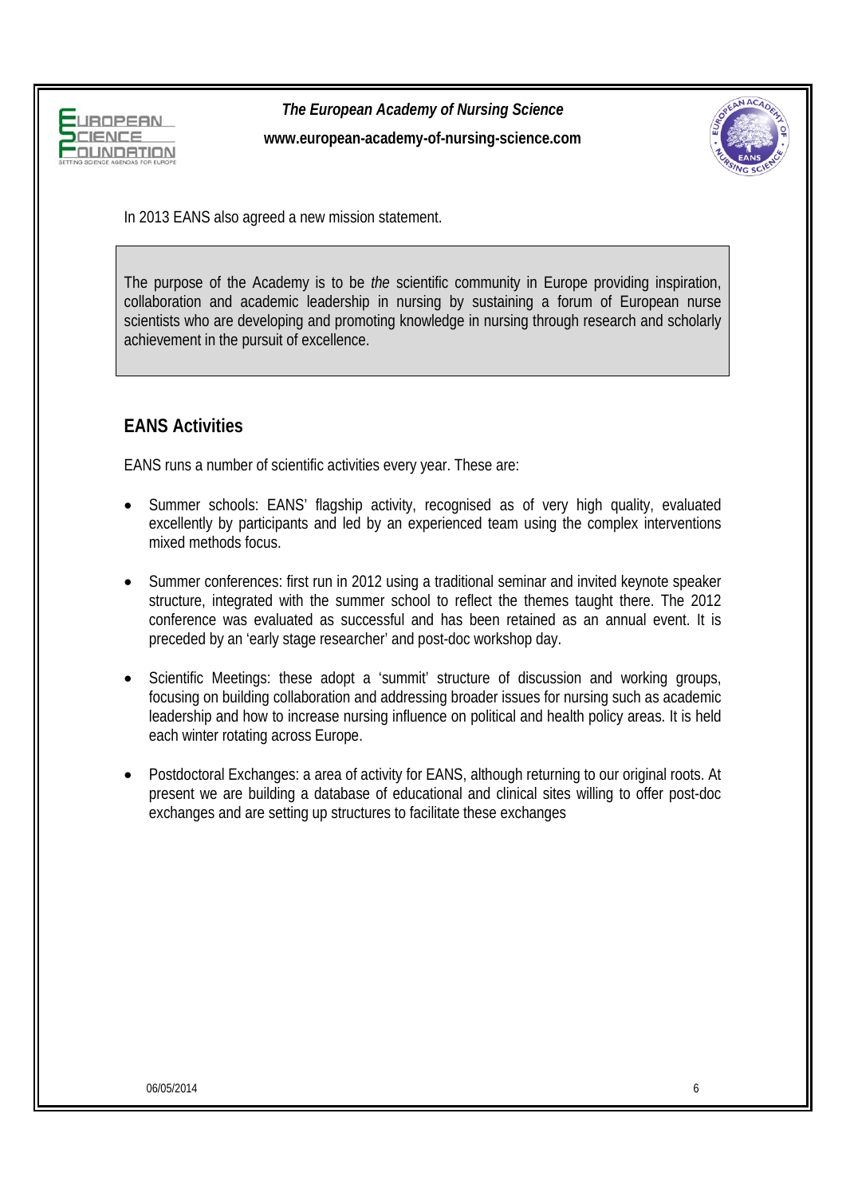In 2013 EANS also agreed a new mission statement.

> The purpose of the Academy is to be *the* scientific community in Europe providing inspiration, collaboration and academic leadership in nursing by sustaining a forum of European nurse scientists who are developing and promoting knowledge in nursing through research and scholarly achievement in the pursuit of excellence.

## EANS Activities

EANS runs a number of scientific activities every year. These are:

- Summer schools: EANS' flagship activity, recognised as of very high quality, evaluated excellently by participants and led by an experienced team using the complex interventions mixed methods focus.

- Summer conferences: first run in 2012 using a traditional seminar and invited keynote speaker structure, integrated with the summer school to reflect the themes taught there. The 2012 conference was evaluated as successful and has been retained as an annual event. It is preceded by an 'early stage researcher' and post-doc workshop day.

- Scientific Meetings: these adopt a 'summit' structure of discussion and working groups, focusing on building collaboration and addressing broader issues for nursing such as academic leadership and how to increase nursing influence on political and health policy areas. It is held each winter rotating across Europe.

- Postdoctoral Exchanges: a area of activity for EANS, although returning to our original roots. At present we are building a database of educational and clinical sites willing to offer post-doc exchanges and are setting up structures to facilitate these exchanges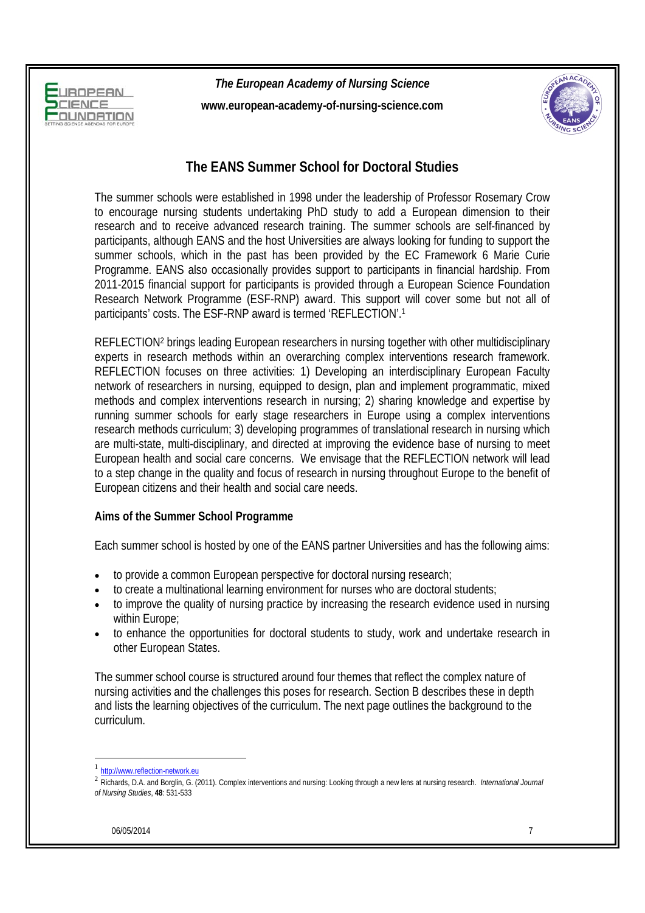*The European Academy of Nursing Science*

**www.european-academy-of-nursing-science.com**

## The EANS Summer School for Doctoral Studies

The summer schools were established in 1998 under the leadership of Professor Rosemary Crow to encourage nursing students undertaking PhD study to add a European dimension to their research and to receive advanced research training. The summer schools are self-financed by participants, although EANS and the host Universities are always looking for funding to support the summer schools, which in the past has been provided by the EC Framework 6 Marie Curie Programme. EANS also occasionally provides support to participants in financial hardship. From 2011-2015 financial support for participants is provided through a European Science Foundation Research Network Programme (ESF-RNP) award. This support will cover some but not all of participants' costs. The ESF-RNP award is termed 'REFLECTION'.[1]

REFLECTION[2] brings leading European researchers in nursing together with other multidisciplinary experts in research methods within an overarching complex interventions research framework. REFLECTION focuses on three activities: 1) Developing an interdisciplinary European Faculty network of researchers in nursing, equipped to design, plan and implement programmatic, mixed methods and complex interventions research in nursing; 2) sharing knowledge and expertise by running summer schools for early stage researchers in Europe using a complex interventions research methods curriculum; 3) developing programmes of translational research in nursing which are multi-state, multi-disciplinary, and directed at improving the evidence base of nursing to meet European health and social care concerns. We envisage that the REFLECTION network will lead to a step change in the quality and focus of research in nursing throughout Europe to the benefit of European citizens and their health and social care needs.

### Aims of the Summer School Programme

Each summer school is hosted by one of the EANS partner Universities and has the following aims:

- to provide a common European perspective for doctoral nursing research;
- to create a multinational learning environment for nurses who are doctoral students;
- to improve the quality of nursing practice by increasing the research evidence used in nursing within Europe;
- to enhance the opportunities for doctoral students to study, work and undertake research in other European States.

The summer school course is structured around four themes that reflect the complex nature of nursing activities and the challenges this poses for research. Section B describes these in depth and lists the learning objectives of the curriculum. The next page outlines the background to the curriculum.

---

[1] http://www.reflection-network.eu

[2] Richards, D.A. and Borglin, G. (2011). Complex interventions and nursing: Looking through a new lens at nursing research. *International Journal of Nursing Studies*, **48**: 531-533

06/05/2014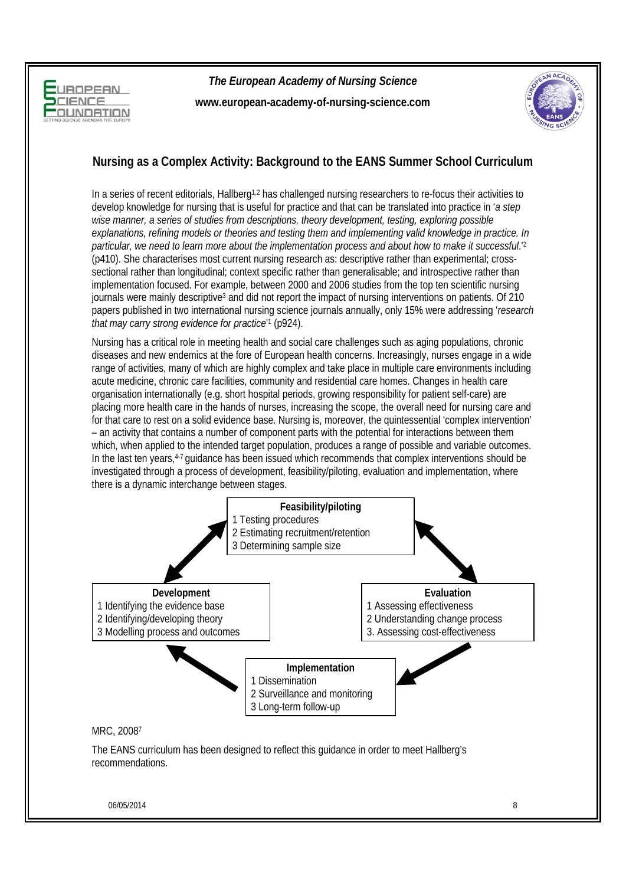# Nursing as a Complex Activity: Background to the EANS Summer School Curriculum

In a series of recent editorials, Hallberg[1,2] has challenged nursing researchers to re-focus their activities to develop knowledge for nursing that is useful for practice and that can be translated into practice in '*a step wise manner, a series of studies from descriptions, theory development, testing, exploring possible explanations, refining models or theories and testing them and implementing valid knowledge in practice. In particular, we need to learn more about the implementation process and about how to make it successful*.'[2] (p410). She characterises most current nursing research as: descriptive rather than experimental; cross-sectional rather than longitudinal; context specific rather than generalisable; and introspective rather than implementation focused. For example, between 2000 and 2006 studies from the top ten scientific nursing journals were mainly descriptive[3] and did not report the impact of nursing interventions on patients. Of 210 papers published in two international nursing science journals annually, only 15% were addressing '*research that may carry strong evidence for practice*'[1] (p924).

Nursing has a critical role in meeting health and social care challenges such as aging populations, chronic diseases and new endemics at the fore of European health concerns. Increasingly, nurses engage in a wide range of activities, many of which are highly complex and take place in multiple care environments including acute medicine, chronic care facilities, community and residential care homes. Changes in health care organisation internationally (e.g. short hospital periods, growing responsibility for patient self-care) are placing more health care in the hands of nurses, increasing the scope, the overall need for nursing care and for that care to rest on a solid evidence base. Nursing is, moreover, the quintessential 'complex intervention' – an activity that contains a number of component parts with the potential for interactions between them which, when applied to the intended target population, produces a range of possible and variable outcomes. In the last ten years,[4-7] guidance has been issued which recommends that complex interventions should be investigated through a process of development, feasibility/piloting, evaluation and implementation, where there is a dynamic interchange between stages.

**Feasibility/piloting**
1 Testing procedures
2 Estimating recruitment/retention
3 Determining sample size

**Development**
1 Identifying the evidence base
2 Identifying/developing theory
3 Modelling process and outcomes

**Evaluation**
1 Assessing effectiveness
2 Understanding change process
3. Assessing cost-effectiveness

**Implementation**
1 Dissemination
2 Surveillance and monitoring
3 Long-term follow-up

MRC, 2008[7]

The EANS curriculum has been designed to reflect this guidance in order to meet Hallberg's recommendations.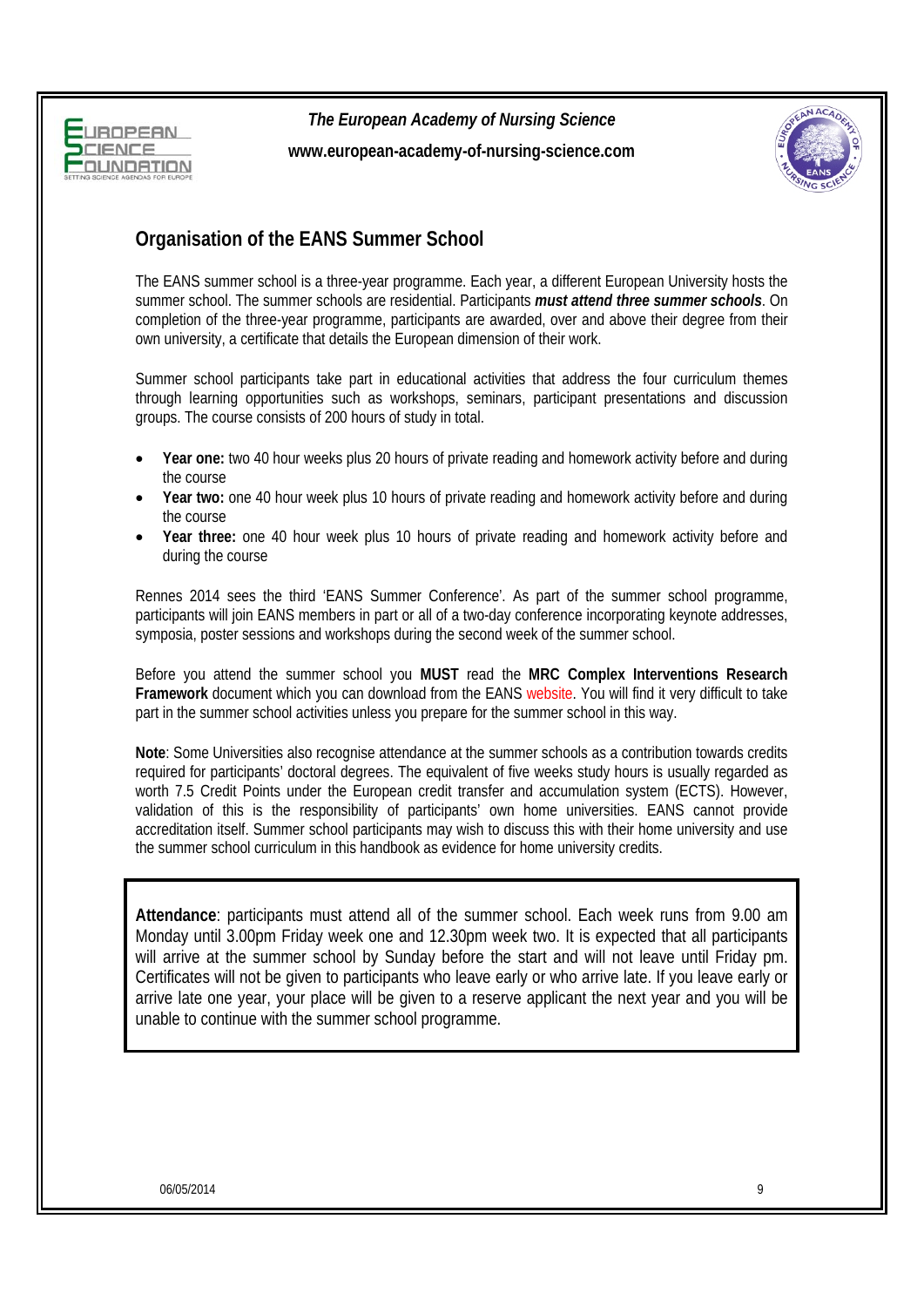## Organisation of the EANS Summer School

The EANS summer school is a three-year programme. Each year, a different European University hosts the summer school. The summer schools are residential. Participants ***must attend three summer schools***. On completion of the three-year programme, participants are awarded, over and above their degree from their own university, a certificate that details the European dimension of their work.

Summer school participants take part in educational activities that address the four curriculum themes through learning opportunities such as workshops, seminars, participant presentations and discussion groups. The course consists of 200 hours of study in total.

- **Year one:** two 40 hour weeks plus 20 hours of private reading and homework activity before and during the course
- **Year two:** one 40 hour week plus 10 hours of private reading and homework activity before and during the course
- **Year three:** one 40 hour week plus 10 hours of private reading and homework activity before and during the course

Rennes 2014 sees the third 'EANS Summer Conference'. As part of the summer school programme, participants will join EANS members in part or all of a two-day conference incorporating keynote addresses, symposia, poster sessions and workshops during the second week of the summer school.

Before you attend the summer school you **MUST** read the **MRC Complex Interventions Research Framework** document which you can download from the EANS website. You will find it very difficult to take part in the summer school activities unless you prepare for the summer school in this way.

**Note**: Some Universities also recognise attendance at the summer schools as a contribution towards credits required for participants' doctoral degrees. The equivalent of five weeks study hours is usually regarded as worth 7.5 Credit Points under the European credit transfer and accumulation system (ECTS). However, validation of this is the responsibility of participants' own home universities. EANS cannot provide accreditation itself. Summer school participants may wish to discuss this with their home university and use the summer school curriculum in this handbook as evidence for home university credits.

**Attendance**: participants must attend all of the summer school. Each week runs from 9.00 am Monday until 3.00pm Friday week one and 12.30pm week two. It is expected that all participants will arrive at the summer school by Sunday before the start and will not leave until Friday pm. Certificates will not be given to participants who leave early or who arrive late. If you leave early or arrive late one year, your place will be given to a reserve applicant the next year and you will be unable to continue with the summer school programme.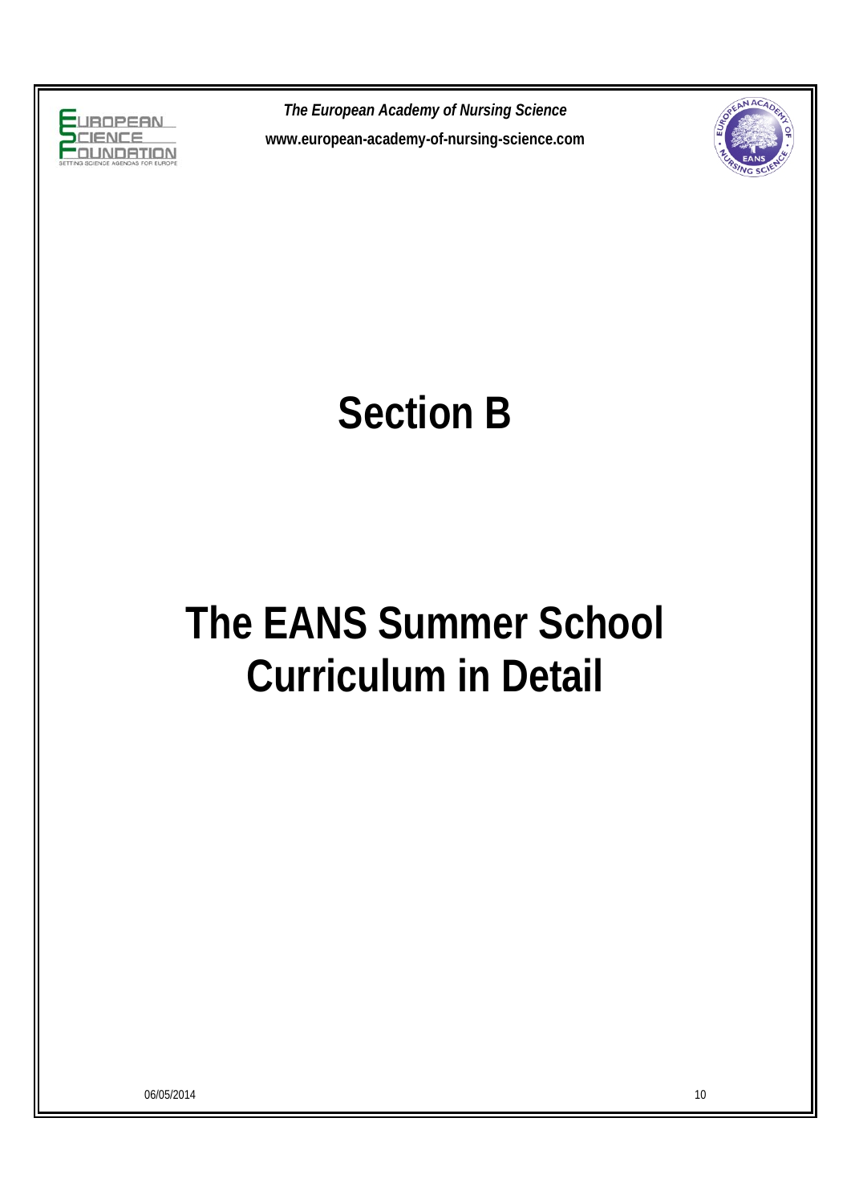# Section B

# The EANS Summer School Curriculum in Detail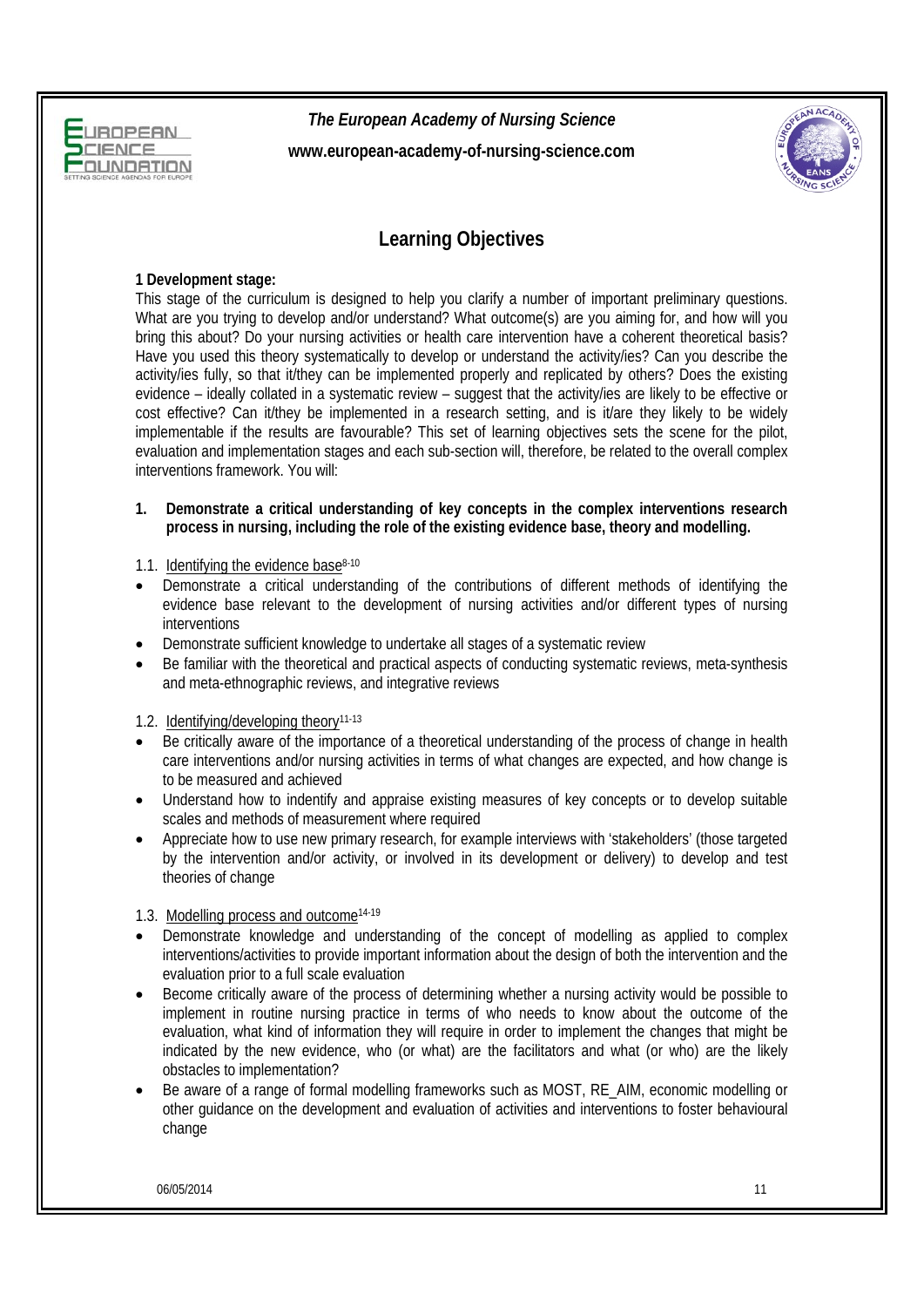## Learning Objectives

**1 Development stage:**

This stage of the curriculum is designed to help you clarify a number of important preliminary questions. What are you trying to develop and/or understand? What outcome(s) are you aiming for, and how will you bring this about? Do your nursing activities or health care intervention have a coherent theoretical basis? Have you used this theory systematically to develop or understand the activity/ies? Can you describe the activity/ies fully, so that it/they can be implemented properly and replicated by others? Does the existing evidence – ideally collated in a systematic review – suggest that the activity/ies are likely to be effective or cost effective? Can it/they be implemented in a research setting, and is it/are they likely to be widely implementable if the results are favourable? This set of learning objectives sets the scene for the pilot, evaluation and implementation stages and each sub-section will, therefore, be related to the overall complex interventions framework. You will:

1. **Demonstrate a critical understanding of key concepts in the complex interventions research process in nursing, including the role of the existing evidence base, theory and modelling.**

1.1. Identifying the evidence base[8-10]

- Demonstrate a critical understanding of the contributions of different methods of identifying the evidence base relevant to the development of nursing activities and/or different types of nursing interventions
- Demonstrate sufficient knowledge to undertake all stages of a systematic review
- Be familiar with the theoretical and practical aspects of conducting systematic reviews, meta-synthesis and meta-ethnographic reviews, and integrative reviews

1.2. Identifying/developing theory[11-13]

- Be critically aware of the importance of a theoretical understanding of the process of change in health care interventions and/or nursing activities in terms of what changes are expected, and how change is to be measured and achieved
- Understand how to indentify and appraise existing measures of key concepts or to develop suitable scales and methods of measurement where required
- Appreciate how to use new primary research, for example interviews with 'stakeholders' (those targeted by the intervention and/or activity, or involved in its development or delivery) to develop and test theories of change

1.3. Modelling process and outcome[14-19]

- Demonstrate knowledge and understanding of the concept of modelling as applied to complex interventions/activities to provide important information about the design of both the intervention and the evaluation prior to a full scale evaluation
- Become critically aware of the process of determining whether a nursing activity would be possible to implement in routine nursing practice in terms of who needs to know about the outcome of the evaluation, what kind of information they will require in order to implement the changes that might be indicated by the new evidence, who (or what) are the facilitators and what (or who) are the likely obstacles to implementation?
- Be aware of a range of formal modelling frameworks such as MOST, RE_AIM, economic modelling or other guidance on the development and evaluation of activities and interventions to foster behavioural change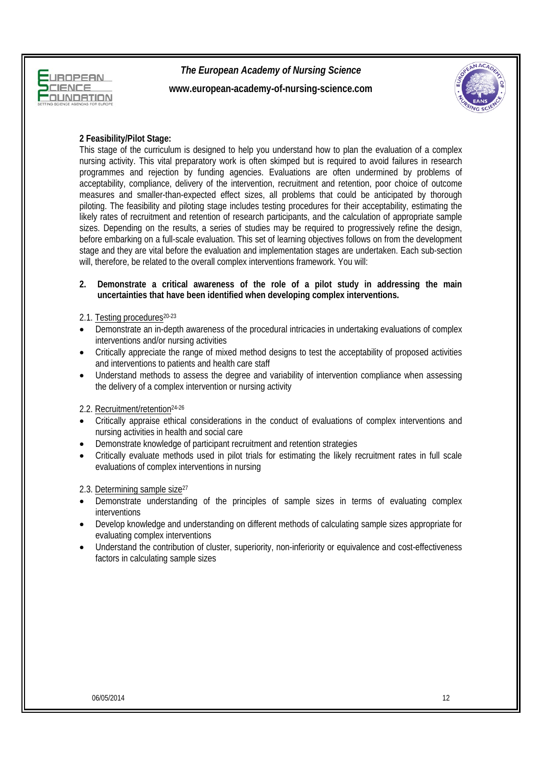**2 Feasibility/Pilot Stage:**

This stage of the curriculum is designed to help you understand how to plan the evaluation of a complex nursing activity. This vital preparatory work is often skimped but is required to avoid failures in research programmes and rejection by funding agencies. Evaluations are often undermined by problems of acceptability, compliance, delivery of the intervention, recruitment and retention, poor choice of outcome measures and smaller-than-expected effect sizes, all problems that could be anticipated by thorough piloting. The feasibility and piloting stage includes testing procedures for their acceptability, estimating the likely rates of recruitment and retention of research participants, and the calculation of appropriate sample sizes. Depending on the results, a series of studies may be required to progressively refine the design, before embarking on a full-scale evaluation. This set of learning objectives follows on from the development stage and they are vital before the evaluation and implementation stages are undertaken. Each sub-section will, therefore, be related to the overall complex interventions framework. You will:

**2. Demonstrate a critical awareness of the role of a pilot study in addressing the main uncertainties that have been identified when developing complex interventions.**

2.1. Testing procedures[20-23]

- Demonstrate an in-depth awareness of the procedural intricacies in undertaking evaluations of complex interventions and/or nursing activities
- Critically appreciate the range of mixed method designs to test the acceptability of proposed activities and interventions to patients and health care staff
- Understand methods to assess the degree and variability of intervention compliance when assessing the delivery of a complex intervention or nursing activity

2.2. Recruitment/retention[24-26]

- Critically appraise ethical considerations in the conduct of evaluations of complex interventions and nursing activities in health and social care
- Demonstrate knowledge of participant recruitment and retention strategies
- Critically evaluate methods used in pilot trials for estimating the likely recruitment rates in full scale evaluations of complex interventions in nursing

2.3. Determining sample size[27]

- Demonstrate understanding of the principles of sample sizes in terms of evaluating complex interventions
- Develop knowledge and understanding on different methods of calculating sample sizes appropriate for evaluating complex interventions
- Understand the contribution of cluster, superiority, non-inferiority or equivalence and cost-effectiveness factors in calculating sample sizes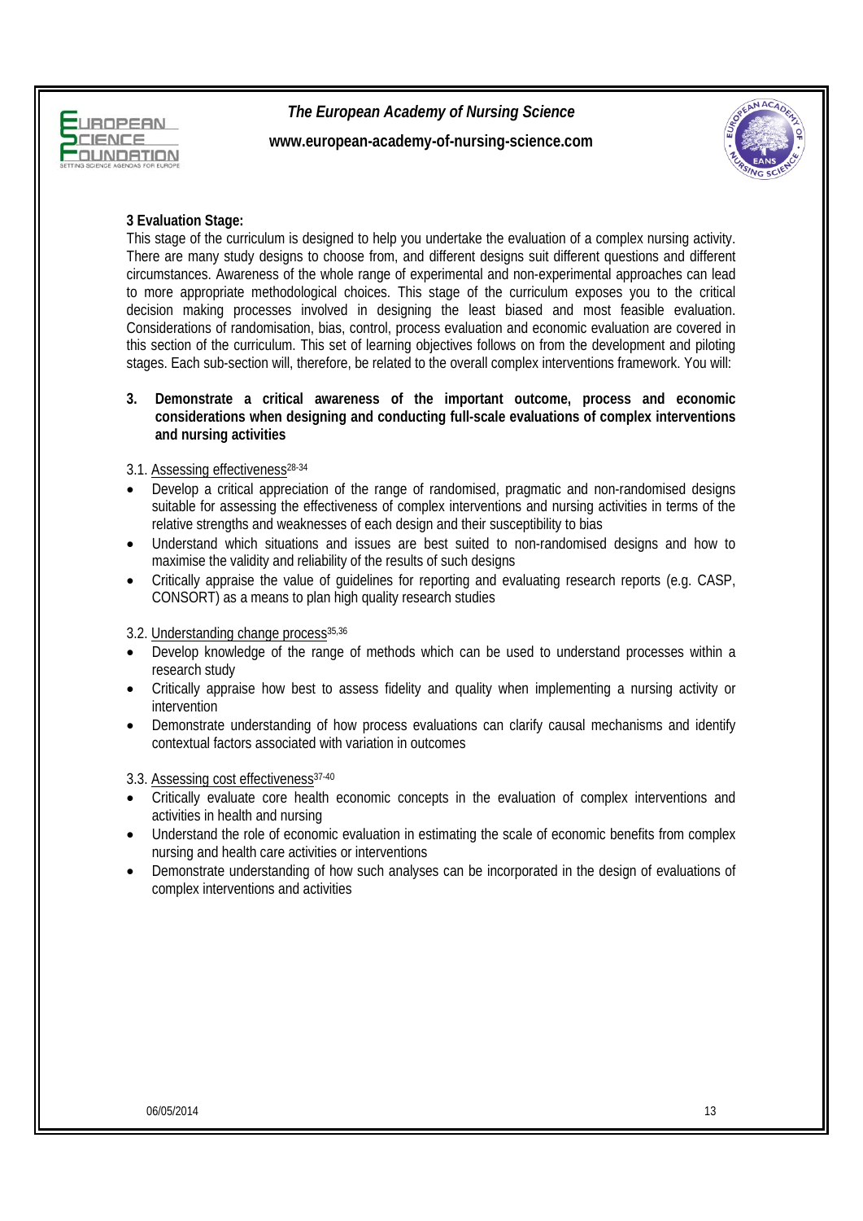**3 Evaluation Stage:**

This stage of the curriculum is designed to help you undertake the evaluation of a complex nursing activity. There are many study designs to choose from, and different designs suit different questions and different circumstances. Awareness of the whole range of experimental and non-experimental approaches can lead to more appropriate methodological choices. This stage of the curriculum exposes you to the critical decision making processes involved in designing the least biased and most feasible evaluation. Considerations of randomisation, bias, control, process evaluation and economic evaluation are covered in this section of the curriculum. This set of learning objectives follows on from the development and piloting stages. Each sub-section will, therefore, be related to the overall complex interventions framework. You will:

**3. Demonstrate a critical awareness of the important outcome, process and economic considerations when designing and conducting full-scale evaluations of complex interventions and nursing activities**

3.1. Assessing effectiveness[28-34]

- Develop a critical appreciation of the range of randomised, pragmatic and non-randomised designs suitable for assessing the effectiveness of complex interventions and nursing activities in terms of the relative strengths and weaknesses of each design and their susceptibility to bias
- Understand which situations and issues are best suited to non-randomised designs and how to maximise the validity and reliability of the results of such designs
- Critically appraise the value of guidelines for reporting and evaluating research reports (e.g. CASP, CONSORT) as a means to plan high quality research studies

3.2. Understanding change process[35,36]

- Develop knowledge of the range of methods which can be used to understand processes within a research study
- Critically appraise how best to assess fidelity and quality when implementing a nursing activity or intervention
- Demonstrate understanding of how process evaluations can clarify causal mechanisms and identify contextual factors associated with variation in outcomes

3.3. Assessing cost effectiveness[37-40]

- Critically evaluate core health economic concepts in the evaluation of complex interventions and activities in health and nursing
- Understand the role of economic evaluation in estimating the scale of economic benefits from complex nursing and health care activities or interventions
- Demonstrate understanding of how such analyses can be incorporated in the design of evaluations of complex interventions and activities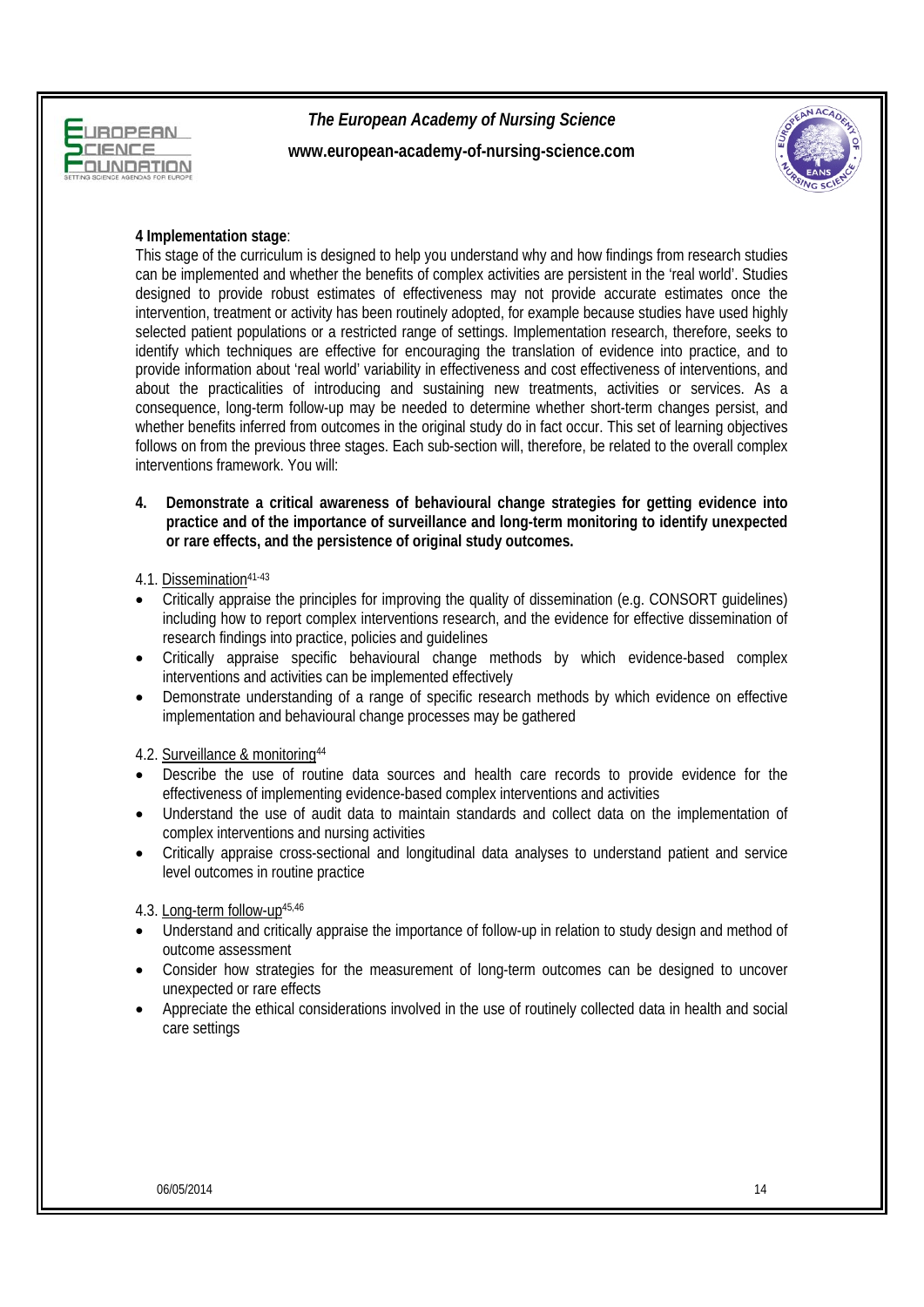**4 Implementation stage**:

This stage of the curriculum is designed to help you understand why and how findings from research studies can be implemented and whether the benefits of complex activities are persistent in the 'real world'. Studies designed to provide robust estimates of effectiveness may not provide accurate estimates once the intervention, treatment or activity has been routinely adopted, for example because studies have used highly selected patient populations or a restricted range of settings. Implementation research, therefore, seeks to identify which techniques are effective for encouraging the translation of evidence into practice, and to provide information about 'real world' variability in effectiveness and cost effectiveness of interventions, and about the practicalities of introducing and sustaining new treatments, activities or services. As a consequence, long-term follow-up may be needed to determine whether short-term changes persist, and whether benefits inferred from outcomes in the original study do in fact occur. This set of learning objectives follows on from the previous three stages. Each sub-section will, therefore, be related to the overall complex interventions framework. You will:

4. **Demonstrate a critical awareness of behavioural change strategies for getting evidence into practice and of the importance of surveillance and long-term monitoring to identify unexpected or rare effects, and the persistence of original study outcomes.**

4.1. Dissemination[41-43]

- Critically appraise the principles for improving the quality of dissemination (e.g. CONSORT guidelines) including how to report complex interventions research, and the evidence for effective dissemination of research findings into practice, policies and guidelines
- Critically appraise specific behavioural change methods by which evidence-based complex interventions and activities can be implemented effectively
- Demonstrate understanding of a range of specific research methods by which evidence on effective implementation and behavioural change processes may be gathered

4.2. Surveillance & monitoring[44]

- Describe the use of routine data sources and health care records to provide evidence for the effectiveness of implementing evidence-based complex interventions and activities
- Understand the use of audit data to maintain standards and collect data on the implementation of complex interventions and nursing activities
- Critically appraise cross-sectional and longitudinal data analyses to understand patient and service level outcomes in routine practice

4.3. Long-term follow-up[45,46]

- Understand and critically appraise the importance of follow-up in relation to study design and method of outcome assessment
- Consider how strategies for the measurement of long-term outcomes can be designed to uncover unexpected or rare effects
- Appreciate the ethical considerations involved in the use of routinely collected data in health and social care settings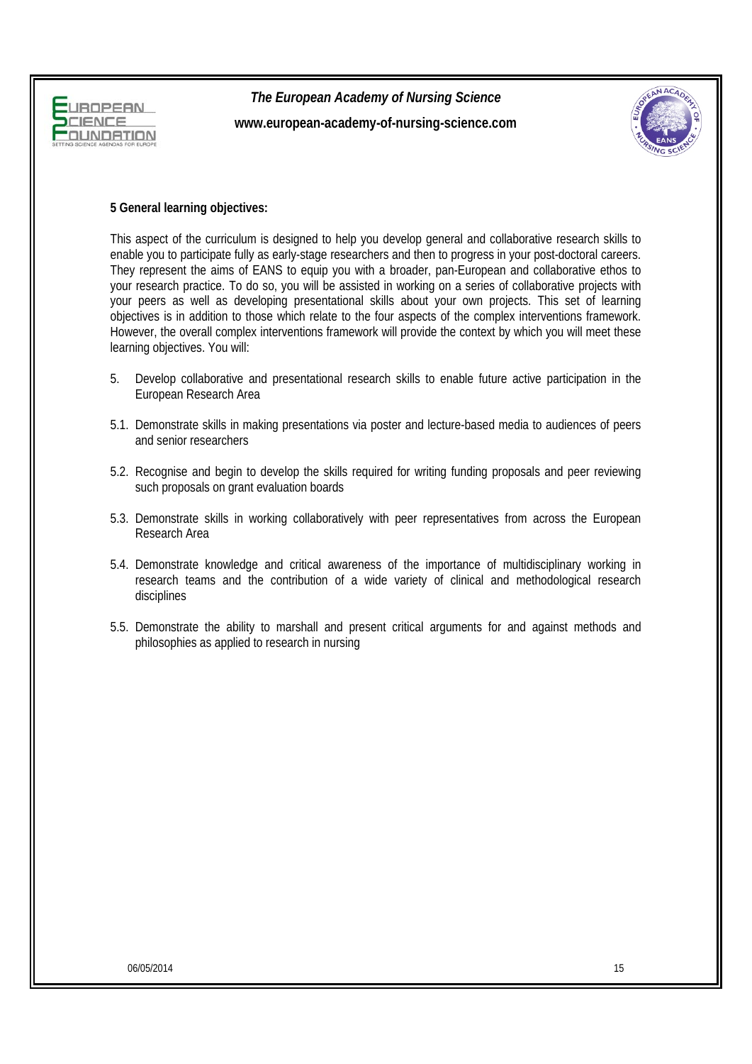**5 General learning objectives:**

This aspect of the curriculum is designed to help you develop general and collaborative research skills to enable you to participate fully as early-stage researchers and then to progress in your post-doctoral careers. They represent the aims of EANS to equip you with a broader, pan-European and collaborative ethos to your research practice. To do so, you will be assisted in working on a series of collaborative projects with your peers as well as developing presentational skills about your own projects. This set of learning objectives is in addition to those which relate to the four aspects of the complex interventions framework. However, the overall complex interventions framework will provide the context by which you will meet these learning objectives. You will:

5. Develop collaborative and presentational research skills to enable future active participation in the European Research Area

5.1. Demonstrate skills in making presentations via poster and lecture-based media to audiences of peers and senior researchers

5.2. Recognise and begin to develop the skills required for writing funding proposals and peer reviewing such proposals on grant evaluation boards

5.3. Demonstrate skills in working collaboratively with peer representatives from across the European Research Area

5.4. Demonstrate knowledge and critical awareness of the importance of multidisciplinary working in research teams and the contribution of a wide variety of clinical and methodological research disciplines

5.5. Demonstrate the ability to marshall and present critical arguments for and against methods and philosophies as applied to research in nursing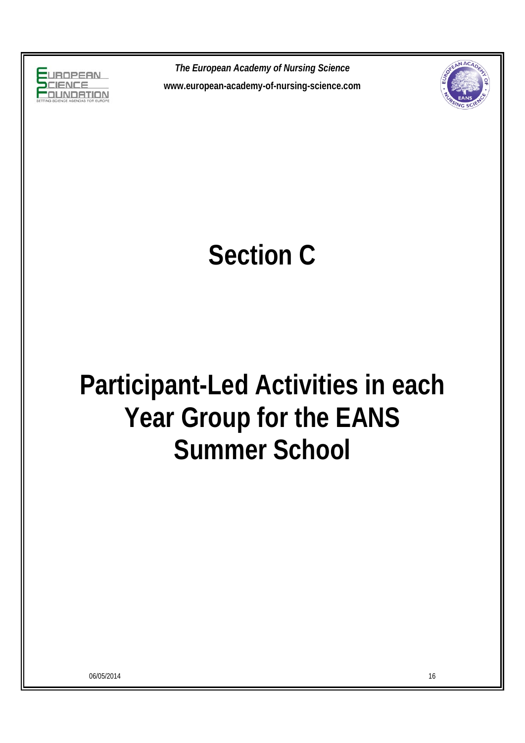# Section C

# Participant-Led Activities in each Year Group for the EANS Summer School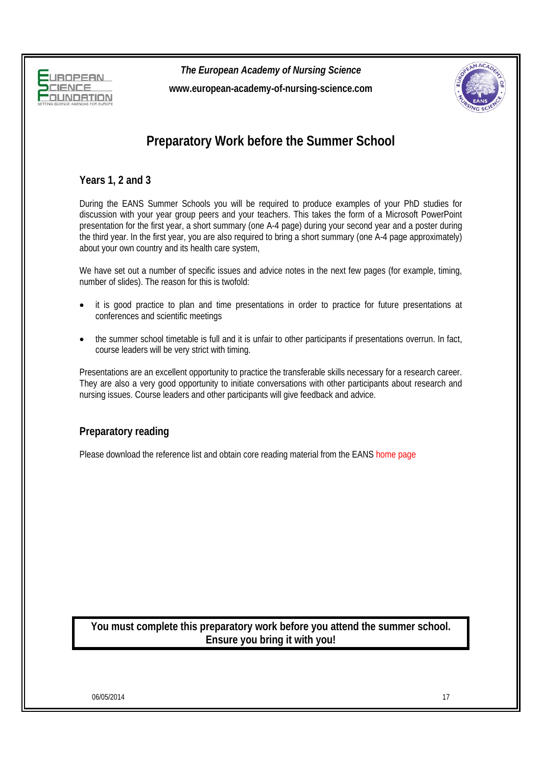# Preparatory Work before the Summer School

## Years 1, 2 and 3

During the EANS Summer Schools you will be required to produce examples of your PhD studies for discussion with your year group peers and your teachers. This takes the form of a Microsoft PowerPoint presentation for the first year, a short summary (one A-4 page) during your second year and a poster during the third year. In the first year, you are also required to bring a short summary (one A-4 page approximately) about your own country and its health care system,

We have set out a number of specific issues and advice notes in the next few pages (for example, timing, number of slides). The reason for this is twofold:

- it is good practice to plan and time presentations in order to practice for future presentations at conferences and scientific meetings
- the summer school timetable is full and it is unfair to other participants if presentations overrun. In fact, course leaders will be very strict with timing.

Presentations are an excellent opportunity to practice the transferable skills necessary for a research career. They are also a very good opportunity to initiate conversations with other participants about research and nursing issues. Course leaders and other participants will give feedback and advice.

## Preparatory reading

Please download the reference list and obtain core reading material from the EANS home page

**You must complete this preparatory work before you attend the summer school. Ensure you bring it with you!**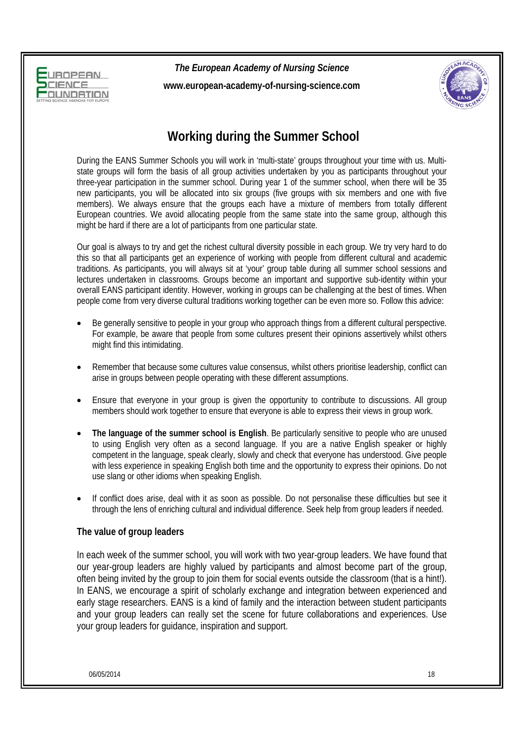# Working during the Summer School

During the EANS Summer Schools you will work in 'multi-state' groups throughout your time with us. Multi-state groups will form the basis of all group activities undertaken by you as participants throughout your three-year participation in the summer school. During year 1 of the summer school, when there will be 35 new participants, you will be allocated into six groups (five groups with six members and one with five members). We always ensure that the groups each have a mixture of members from totally different European countries. We avoid allocating people from the same state into the same group, although this might be hard if there are a lot of participants from one particular state.

Our goal is always to try and get the richest cultural diversity possible in each group. We try very hard to do this so that all participants get an experience of working with people from different cultural and academic traditions. As participants, you will always sit at 'your' group table during all summer school sessions and lectures undertaken in classrooms. Groups become an important and supportive sub-identity within your overall EANS participant identity. However, working in groups can be challenging at the best of times. When people come from very diverse cultural traditions working together can be even more so. Follow this advice:

- Be generally sensitive to people in your group who approach things from a different cultural perspective. For example, be aware that people from some cultures present their opinions assertively whilst others might find this intimidating.
- Remember that because some cultures value consensus, whilst others prioritise leadership, conflict can arise in groups between people operating with these different assumptions.
- Ensure that everyone in your group is given the opportunity to contribute to discussions. All group members should work together to ensure that everyone is able to express their views in group work.
- **The language of the summer school is English**. Be particularly sensitive to people who are unused to using English very often as a second language. If you are a native English speaker or highly competent in the language, speak clearly, slowly and check that everyone has understood. Give people with less experience in speaking English both time and the opportunity to express their opinions. Do not use slang or other idioms when speaking English.
- If conflict does arise, deal with it as soon as possible. Do not personalise these difficulties but see it through the lens of enriching cultural and individual difference. Seek help from group leaders if needed.

### The value of group leaders

In each week of the summer school, you will work with two year-group leaders. We have found that our year-group leaders are highly valued by participants and almost become part of the group, often being invited by the group to join them for social events outside the classroom (that is a hint!). In EANS, we encourage a spirit of scholarly exchange and integration between experienced and early stage researchers. EANS is a kind of family and the interaction between student participants and your group leaders can really set the scene for future collaborations and experiences. Use your group leaders for guidance, inspiration and support.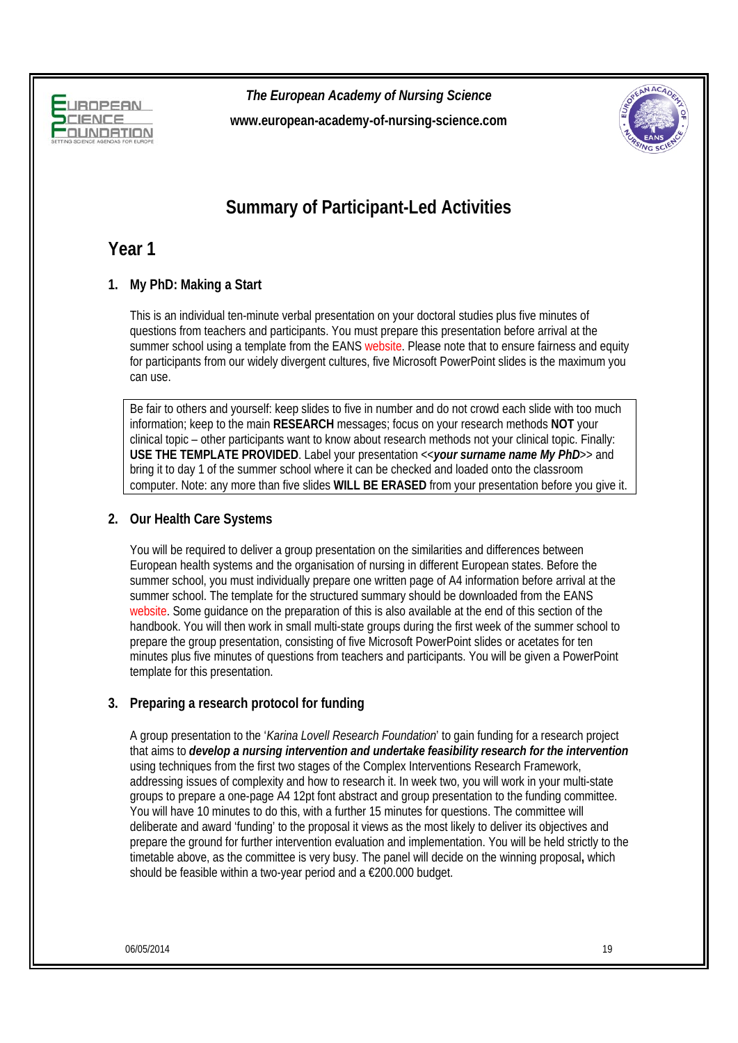# Summary of Participant-Led Activities

## Year 1

### 1. My PhD: Making a Start

This is an individual ten-minute verbal presentation on your doctoral studies plus five minutes of questions from teachers and participants. You must prepare this presentation before arrival at the summer school using a template from the EANS website. Please note that to ensure fairness and equity for participants from our widely divergent cultures, five Microsoft PowerPoint slides is the maximum you can use.

> Be fair to others and yourself: keep slides to five in number and do not crowd each slide with too much information; keep to the main **RESEARCH** messages; focus on your research methods **NOT** your clinical topic – other participants want to know about research methods not your clinical topic. Finally: **USE THE TEMPLATE PROVIDED**. Label your presentation <<***your surname name My PhD***>> and bring it to day 1 of the summer school where it can be checked and loaded onto the classroom computer. Note: any more than five slides **WILL BE ERASED** from your presentation before you give it.

### 2. Our Health Care Systems

You will be required to deliver a group presentation on the similarities and differences between European health systems and the organisation of nursing in different European states. Before the summer school, you must individually prepare one written page of A4 information before arrival at the summer school. The template for the structured summary should be downloaded from the EANS website. Some guidance on the preparation of this is also available at the end of this section of the handbook. You will then work in small multi-state groups during the first week of the summer school to prepare the group presentation, consisting of five Microsoft PowerPoint slides or acetates for ten minutes plus five minutes of questions from teachers and participants. You will be given a PowerPoint template for this presentation.

### 3. Preparing a research protocol for funding

A group presentation to the '*Karina Lovell Research Foundation*' to gain funding for a research project that aims to ***develop a nursing intervention and undertake feasibility research for the intervention*** using techniques from the first two stages of the Complex Interventions Research Framework, addressing issues of complexity and how to research it. In week two, you will work in your multi-state groups to prepare a one-page A4 12pt font abstract and group presentation to the funding committee. You will have 10 minutes to do this, with a further 15 minutes for questions. The committee will deliberate and award 'funding' to the proposal it views as the most likely to deliver its objectives and prepare the ground for further intervention evaluation and implementation. You will be held strictly to the timetable above, as the committee is very busy. The panel will decide on the winning proposal**,** which should be feasible within a two-year period and a €200.000 budget.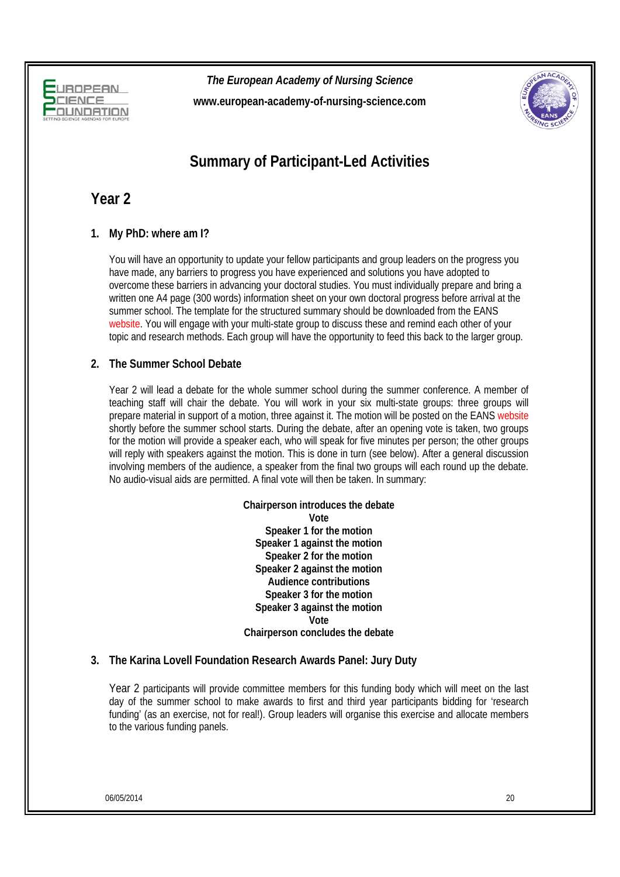## Summary of Participant-Led Activities

## Year 2

### 1. My PhD: where am I?

You will have an opportunity to update your fellow participants and group leaders on the progress you have made, any barriers to progress you have experienced and solutions you have adopted to overcome these barriers in advancing your doctoral studies. You must individually prepare and bring a written one A4 page (300 words) information sheet on your own doctoral progress before arrival at the summer school. The template for the structured summary should be downloaded from the EANS website. You will engage with your multi-state group to discuss these and remind each other of your topic and research methods. Each group will have the opportunity to feed this back to the larger group.

### 2. The Summer School Debate

Year 2 will lead a debate for the whole summer school during the summer conference. A member of teaching staff will chair the debate. You will work in your six multi-state groups: three groups will prepare material in support of a motion, three against it. The motion will be posted on the EANS website shortly before the summer school starts. During the debate, after an opening vote is taken, two groups for the motion will provide a speaker each, who will speak for five minutes per person; the other groups will reply with speakers against the motion. This is done in turn (see below). After a general discussion involving members of the audience, a speaker from the final two groups will each round up the debate. No audio-visual aids are permitted. A final vote will then be taken. In summary:

**Chairperson introduces the debate**
**Vote**
**Speaker 1 for the motion**
**Speaker 1 against the motion**
**Speaker 2 for the motion**
**Speaker 2 against the motion**
**Audience contributions**
**Speaker 3 for the motion**
**Speaker 3 against the motion**
**Vote**
**Chairperson concludes the debate**

### 3. The Karina Lovell Foundation Research Awards Panel: Jury Duty

Year 2 participants will provide committee members for this funding body which will meet on the last day of the summer school to make awards to first and third year participants bidding for 'research funding' (as an exercise, not for real!). Group leaders will organise this exercise and allocate members to the various funding panels.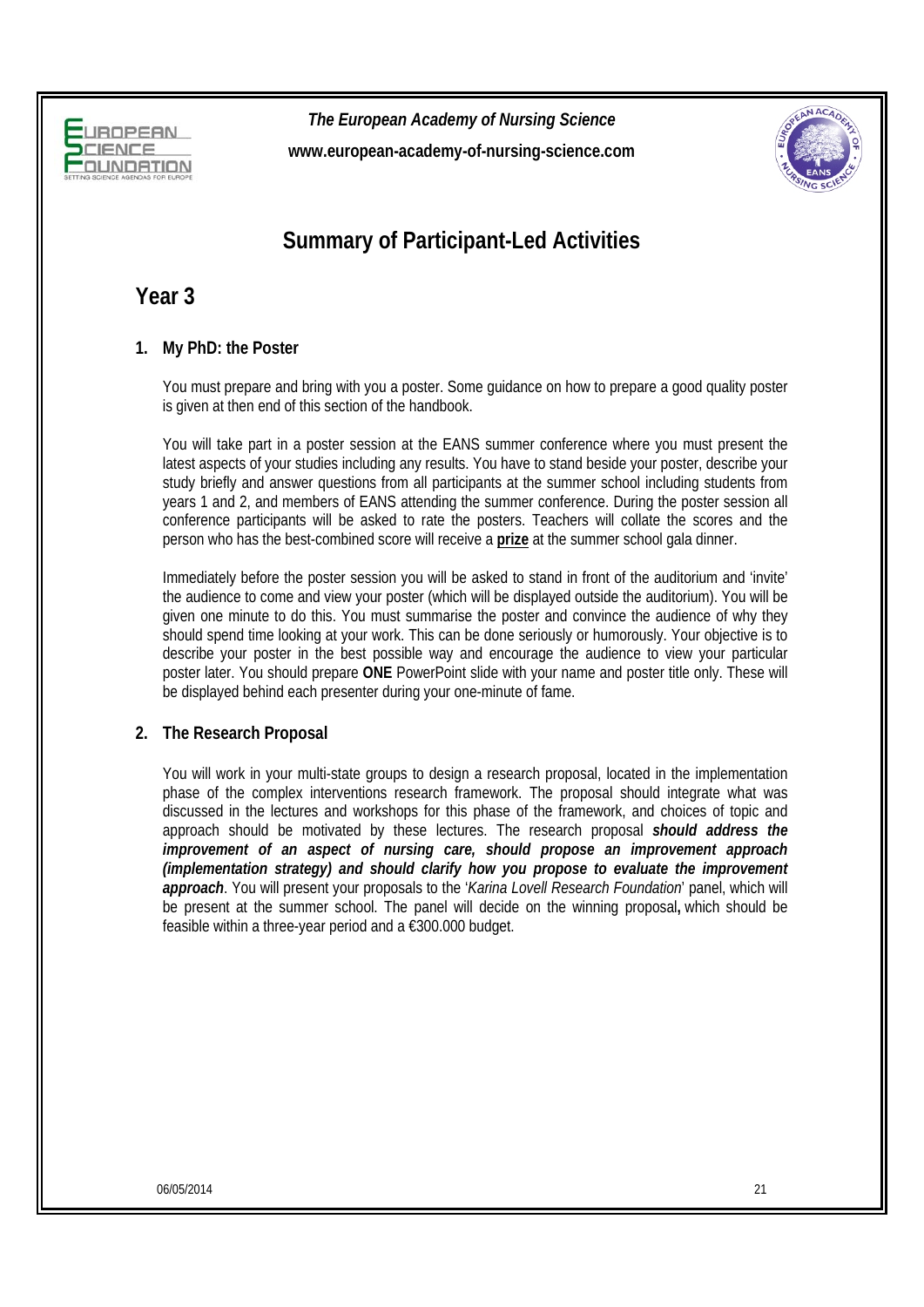# Summary of Participant-Led Activities

## Year 3

### 1. My PhD: the Poster

You must prepare and bring with you a poster. Some guidance on how to prepare a good quality poster is given at then end of this section of the handbook.

You will take part in a poster session at the EANS summer conference where you must present the latest aspects of your studies including any results. You have to stand beside your poster, describe your study briefly and answer questions from all participants at the summer school including students from years 1 and 2, and members of EANS attending the summer conference. During the poster session all conference participants will be asked to rate the posters. Teachers will collate the scores and the person who has the best-combined score will receive a **<u>prize</u>** at the summer school gala dinner.

Immediately before the poster session you will be asked to stand in front of the auditorium and 'invite' the audience to come and view your poster (which will be displayed outside the auditorium). You will be given one minute to do this. You must summarise the poster and convince the audience of why they should spend time looking at your work. This can be done seriously or humorously. Your objective is to describe your poster in the best possible way and encourage the audience to view your particular poster later. You should prepare **ONE** PowerPoint slide with your name and poster title only. These will be displayed behind each presenter during your one-minute of fame.

### 2. The Research Proposal

You will work in your multi-state groups to design a research proposal, located in the implementation phase of the complex interventions research framework. The proposal should integrate what was discussed in the lectures and workshops for this phase of the framework, and choices of topic and approach should be motivated by these lectures. The research proposal ***should address the improvement of an aspect of nursing care, should propose an improvement approach (implementation strategy) and should clarify how you propose to evaluate the improvement approach***. You will present your proposals to the '*Karina Lovell Research Foundation*' panel, which will be present at the summer school. The panel will decide on the winning proposal**,** which should be feasible within a three-year period and a €300.000 budget.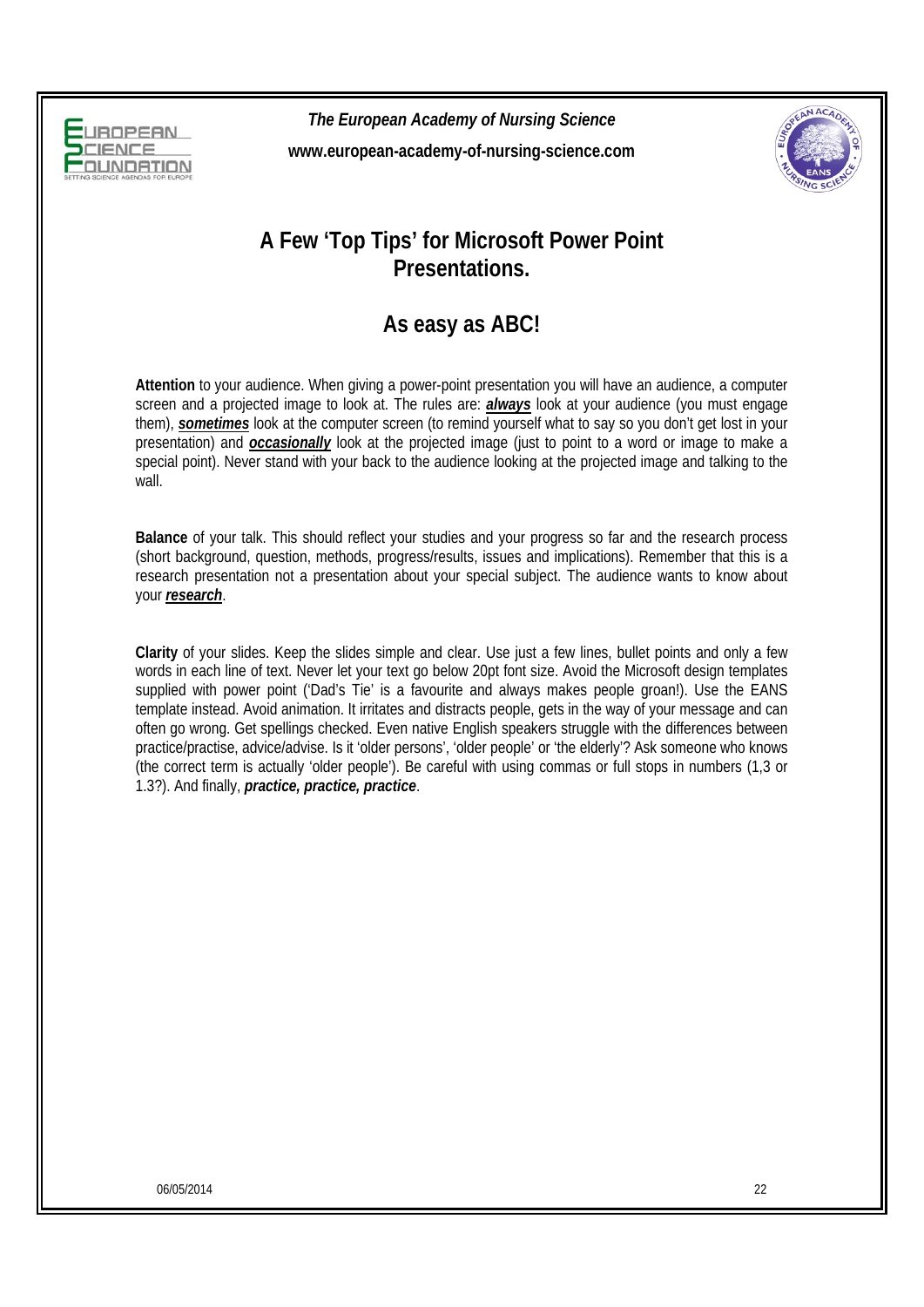*The European Academy of Nursing Science*

**www.european-academy-of-nursing-science.com**

# A Few 'Top Tips' for Microsoft Power Point Presentations.

## As easy as ABC!

**Attention** to your audience. When giving a power-point presentation you will have an audience, a computer screen and a projected image to look at. The rules are: ***always*** look at your audience (you must engage them), ***sometimes*** look at the computer screen (to remind yourself what to say so you don't get lost in your presentation) and ***occasionally*** look at the projected image (just to point to a word or image to make a special point). Never stand with your back to the audience looking at the projected image and talking to the wall.

**Balance** of your talk. This should reflect your studies and your progress so far and the research process (short background, question, methods, progress/results, issues and implications). Remember that this is a research presentation not a presentation about your special subject. The audience wants to know about your ***research***.

**Clarity** of your slides. Keep the slides simple and clear. Use just a few lines, bullet points and only a few words in each line of text. Never let your text go below 20pt font size. Avoid the Microsoft design templates supplied with power point ('Dad's Tie' is a favourite and always makes people groan!). Use the EANS template instead. Avoid animation. It irritates and distracts people, gets in the way of your message and can often go wrong. Get spellings checked. Even native English speakers struggle with the differences between practice/practise, advice/advise. Is it 'older persons', 'older people' or 'the elderly'? Ask someone who knows (the correct term is actually 'older people'). Be careful with using commas or full stops in numbers (1,3 or 1.3?). And finally, ***practice, practice, practice***.

06/05/2014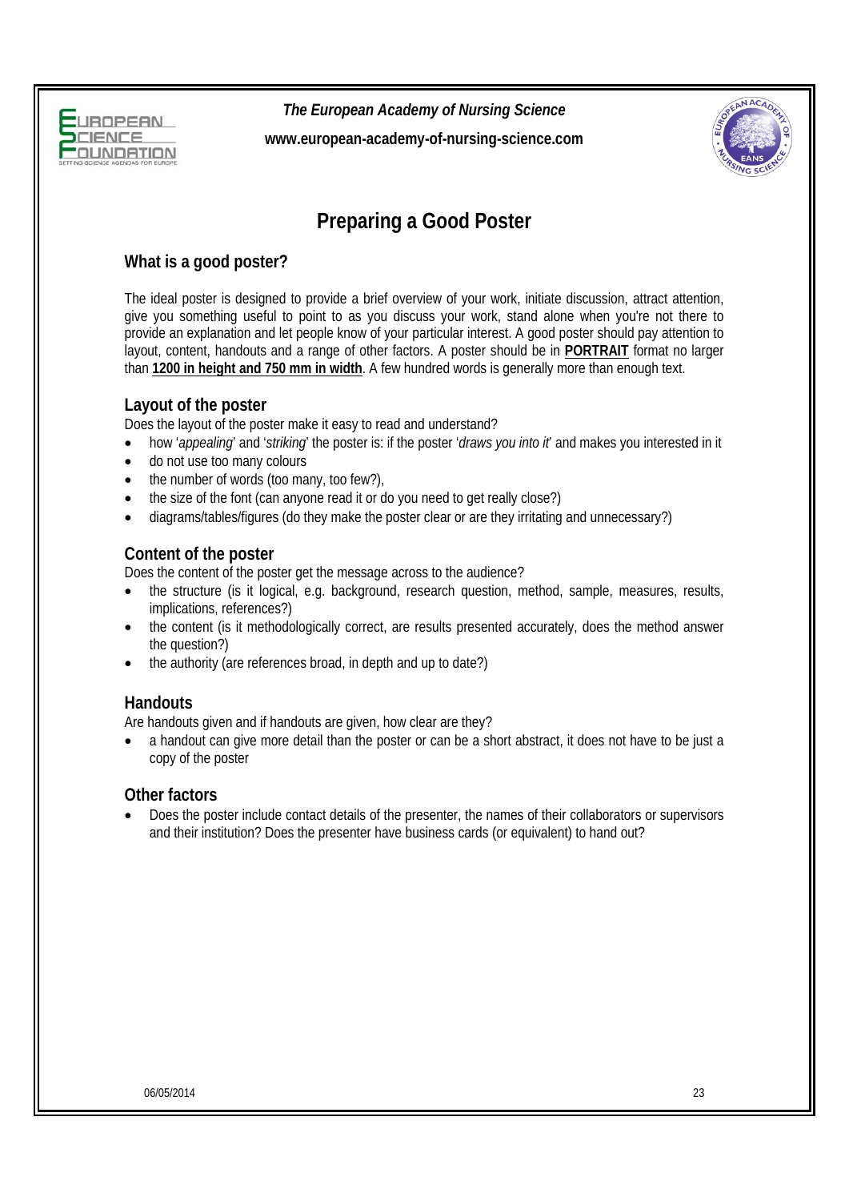# Preparing a Good Poster

## What is a good poster?

The ideal poster is designed to provide a brief overview of your work, initiate discussion, attract attention, give you something useful to point to as you discuss your work, stand alone when you're not there to provide an explanation and let people know of your particular interest. A good poster should pay attention to layout, content, handouts and a range of other factors. A poster should be in **PORTRAIT** format no larger than **1200 in height and 750 mm in width**. A few hundred words is generally more than enough text.

## Layout of the poster

Does the layout of the poster make it easy to read and understand?

- how '*appealing*' and '*striking*' the poster is: if the poster '*draws you into it*' and makes you interested in it
- do not use too many colours
- the number of words (too many, too few?),
- the size of the font (can anyone read it or do you need to get really close?)
- diagrams/tables/figures (do they make the poster clear or are they irritating and unnecessary?)

## Content of the poster

Does the content of the poster get the message across to the audience?

- the structure (is it logical, e.g. background, research question, method, sample, measures, results, implications, references?)
- the content (is it methodologically correct, are results presented accurately, does the method answer the question?)
- the authority (are references broad, in depth and up to date?)

## Handouts

Are handouts given and if handouts are given, how clear are they?

- a handout can give more detail than the poster or can be a short abstract, it does not have to be just a copy of the poster

## Other factors

- Does the poster include contact details of the presenter, the names of their collaborators or supervisors and their institution? Does the presenter have business cards (or equivalent) to hand out?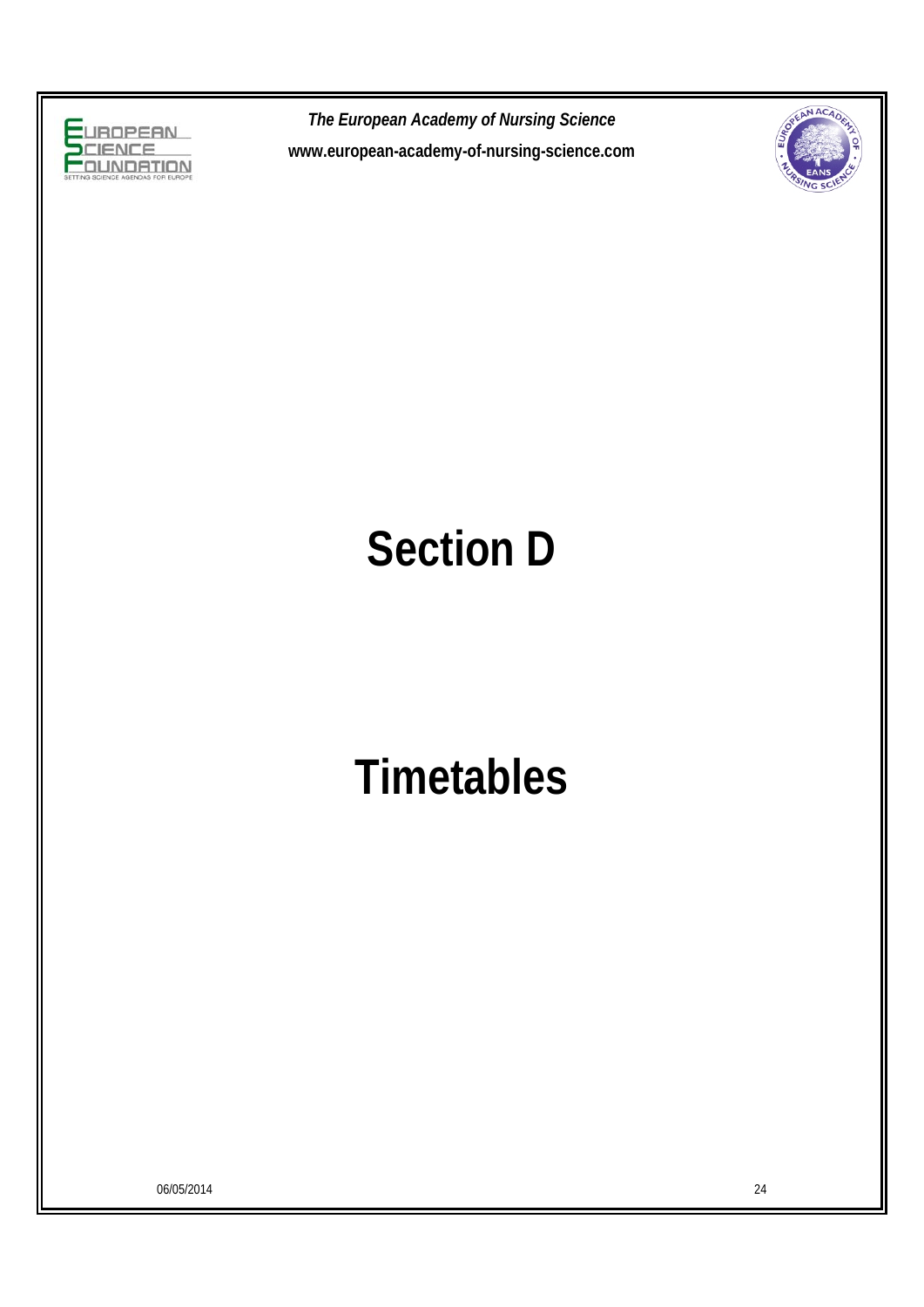# Section D

# Timetables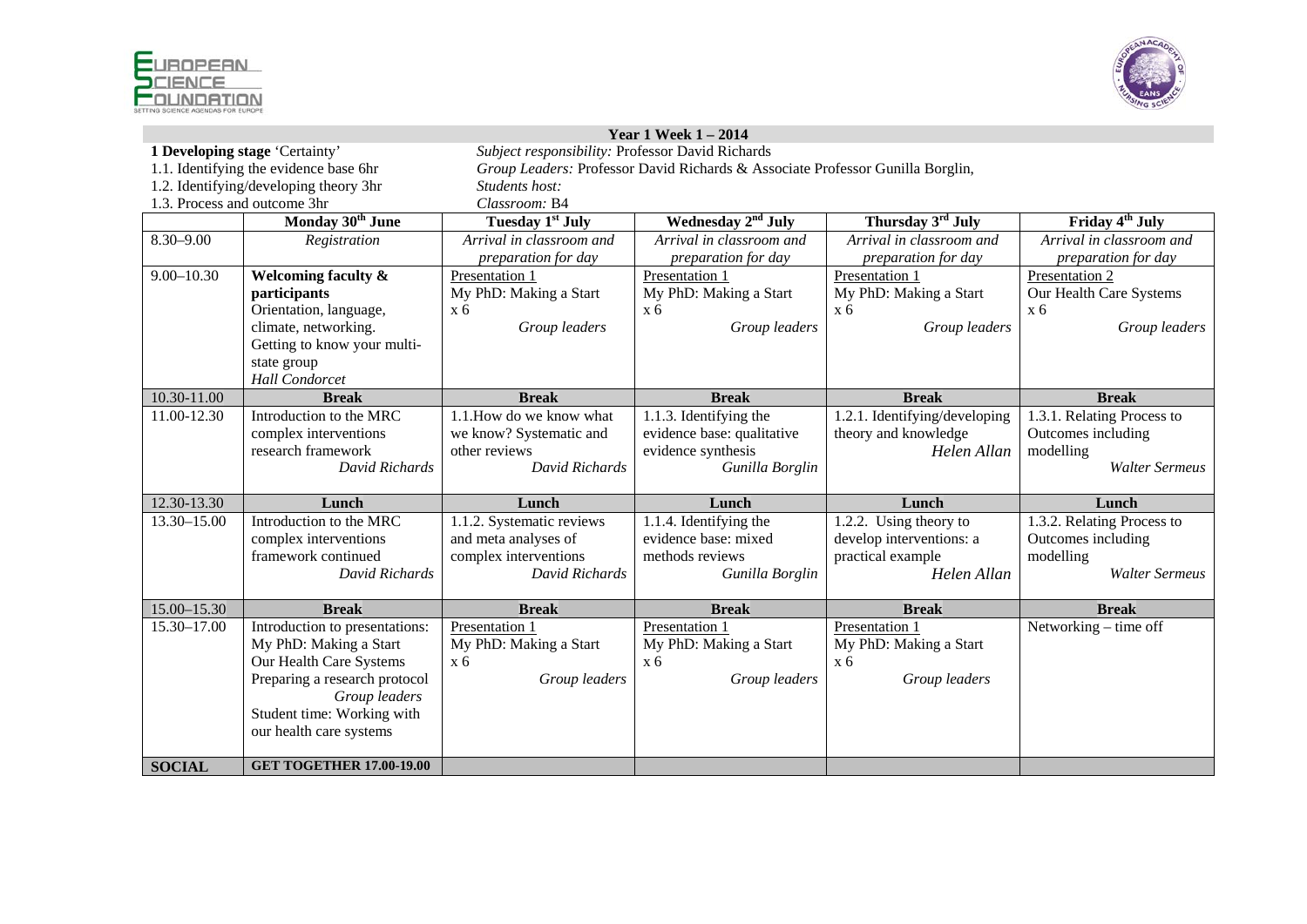## Year 1 Week 1 – 2014

**1 Developing stage** 'Certainty'
1.1. Identifying the evidence base 6hr
1.2. Identifying/developing theory 3hr
1.3. Process and outcome 3hr

*Subject responsibility:* Professor David Richards
*Group Leaders:* Professor David Richards & Associate Professor Gunilla Borglin,
*Students host:*
*Classroom:* B4

| | Monday 30th June | Tuesday 1st July | Wednesday 2nd July | Thursday 3rd July | Friday 4th July |
|---|---|---|---|---|---|
| 8.30–9.00 | *Registration* | *Arrival in classroom and preparation for day* | *Arrival in classroom and preparation for day* | *Arrival in classroom and preparation for day* | *Arrival in classroom and preparation for day* |
| 9.00–10.30 | **Welcoming faculty & participants** Orientation, language, climate, networking. Getting to know your multi-state group *Hall Condorcet* | Presentation 1 My PhD: Making a Start x 6 *Group leaders* | Presentation 1 My PhD: Making a Start x 6 *Group leaders* | Presentation 1 My PhD: Making a Start x 6 *Group leaders* | Presentation 2 Our Health Care Systems x 6 *Group leaders* |
| 10.30-11.00 | **Break** | **Break** | **Break** | **Break** | **Break** |
| 11.00-12.30 | Introduction to the MRC complex interventions research framework *David Richards* | 1.1.How do we know what we know? Systematic and other reviews *David Richards* | 1.1.3. Identifying the evidence base: qualitative evidence synthesis *Gunilla Borglin* | 1.2.1. Identifying/developing theory and knowledge *Helen Allan* | 1.3.1. Relating Process to Outcomes including modelling *Walter Sermeus* |
| 12.30-13.30 | **Lunch** | **Lunch** | **Lunch** | **Lunch** | **Lunch** |
| 13.30–15.00 | Introduction to the MRC complex interventions framework continued *David Richards* | 1.1.2. Systematic reviews and meta analyses of complex interventions *David Richards* | 1.1.4. Identifying the evidence base: mixed methods reviews *Gunilla Borglin* | 1.2.2. Using theory to develop interventions: a practical example *Helen Allan* | 1.3.2. Relating Process to Outcomes including modelling *Walter Sermeus* |
| 15.00–15.30 | **Break** | **Break** | **Break** | **Break** | **Break** |
| 15.30–17.00 | Introduction to presentations: My PhD: Making a Start Our Health Care Systems Preparing a research protocol *Group leaders* Student time: Working with our health care systems | Presentation 1 My PhD: Making a Start x 6 *Group leaders* | Presentation 1 My PhD: Making a Start x 6 *Group leaders* | Presentation 1 My PhD: Making a Start x 6 *Group leaders* | Networking – time off |
| **SOCIAL** | **GET TOGETHER 17.00-19.00** | | | | |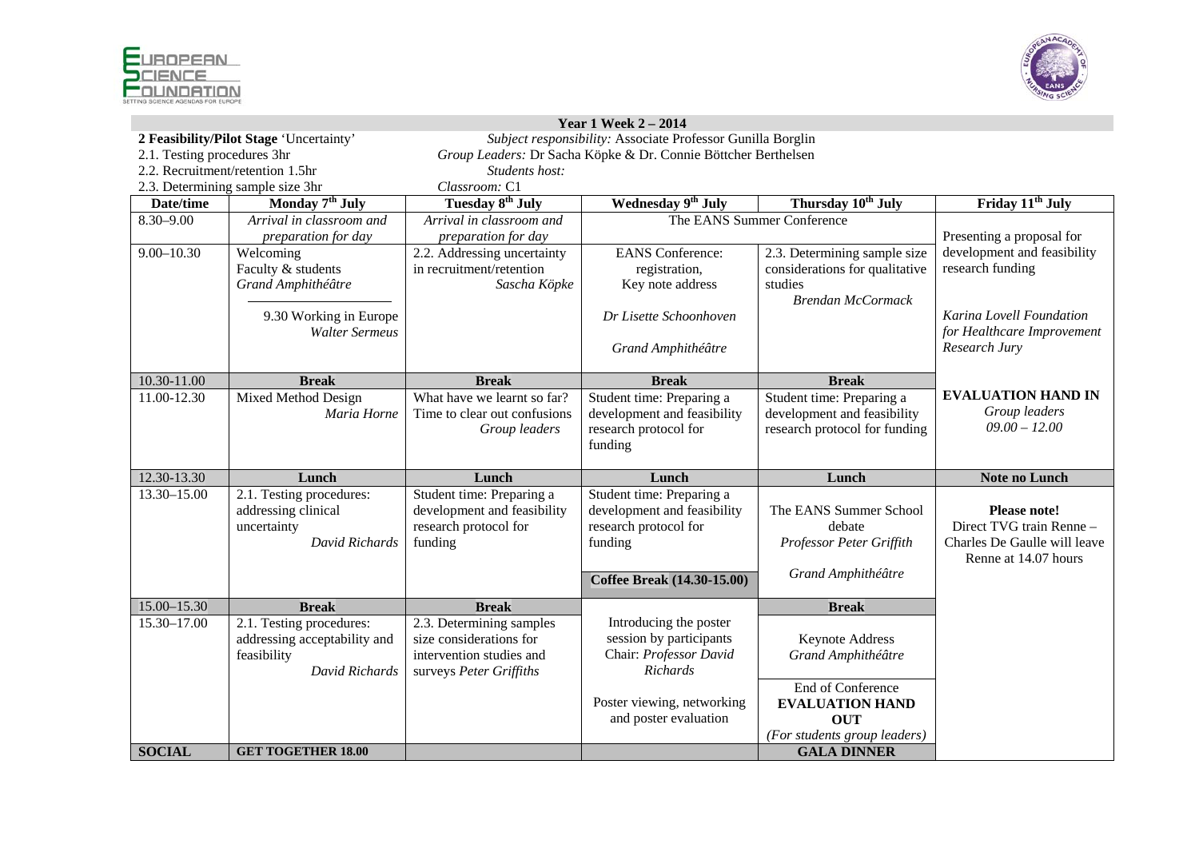**Year 1 Week 2 – 2014**

**2 Feasibility/Pilot Stage** 'Uncertainty'
2.1. Testing procedures 3hr
2.2. Recruitment/retention 1.5hr
2.3. Determining sample size 3hr

*Subject responsibility:* Associate Professor Gunilla Borglin
*Group Leaders:* Dr Sacha Köpke & Dr. Connie Böttcher Berthelsen
*Students host:*
*Classroom:* C1

| Date/time | Monday 7th July | Tuesday 8th July | Wednesday 9th July | Thursday 10th July | Friday 11th July |
|---|---|---|---|---|---|
| 8.30–9.00 | *Arrival in classroom and preparation for day* | *Arrival in classroom and preparation for day* | The EANS Summer Conference | | Presenting a proposal for development and feasibility research funding *Karina Lovell Foundation for Healthcare Improvement Research Jury* |
| 9.00–10.30 | Welcoming Faculty & students *Grand Amphithéâtre* 9.30 Working in Europe *Walter Sermeus* | 2.2. Addressing uncertainty in recruitment/retention *Sascha Köpke* | EANS Conference: registration, Key note address *Dr Lisette Schoonhoven* *Grand Amphithéâtre* | 2.3. Determining sample size considerations for qualitative studies *Brendan McCormack* | |
| 10.30-11.00 | **Break** | **Break** | **Break** | **Break** | |
| 11.00-12.30 | Mixed Method Design *Maria Horne* | What have we learnt so far? Time to clear out confusions *Group leaders* | Student time: Preparing a development and feasibility research protocol for funding | Student time: Preparing a development and feasibility research protocol for funding | **EVALUATION HAND IN** *Group leaders* *09.00 – 12.00* |
| 12.30-13.30 | **Lunch** | **Lunch** | **Lunch** | **Lunch** | **Note no Lunch** |
| 13.30–15.00 | 2.1. Testing procedures: addressing clinical uncertainty *David Richards* | Student time: Preparing a development and feasibility research protocol for funding | Student time: Preparing a development and feasibility research protocol for funding **Coffee Break (14.30-15.00)** | The EANS Summer School debate *Professor Peter Griffith* *Grand Amphithéâtre* | **Please note!** Direct TVG train Renne – Charles De Gaulle will leave Renne at 14.07 hours |
| 15.00–15.30 | **Break** | **Break** | | **Break** | |
| 15.30–17.00 | 2.1. Testing procedures: addressing acceptability and feasibility *David Richards* | 2.3. Determining samples size considerations for intervention studies and surveys *Peter Griffiths* | Introducing the poster session by participants Chair: *Professor David Richards* Poster viewing, networking and poster evaluation | Keynote Address *Grand Amphithéâtre* End of Conference **EVALUATION HAND OUT** *(For students group leaders)* | |
| **SOCIAL** | **GET TOGETHER 18.00** | | | **GALA DINNER** | |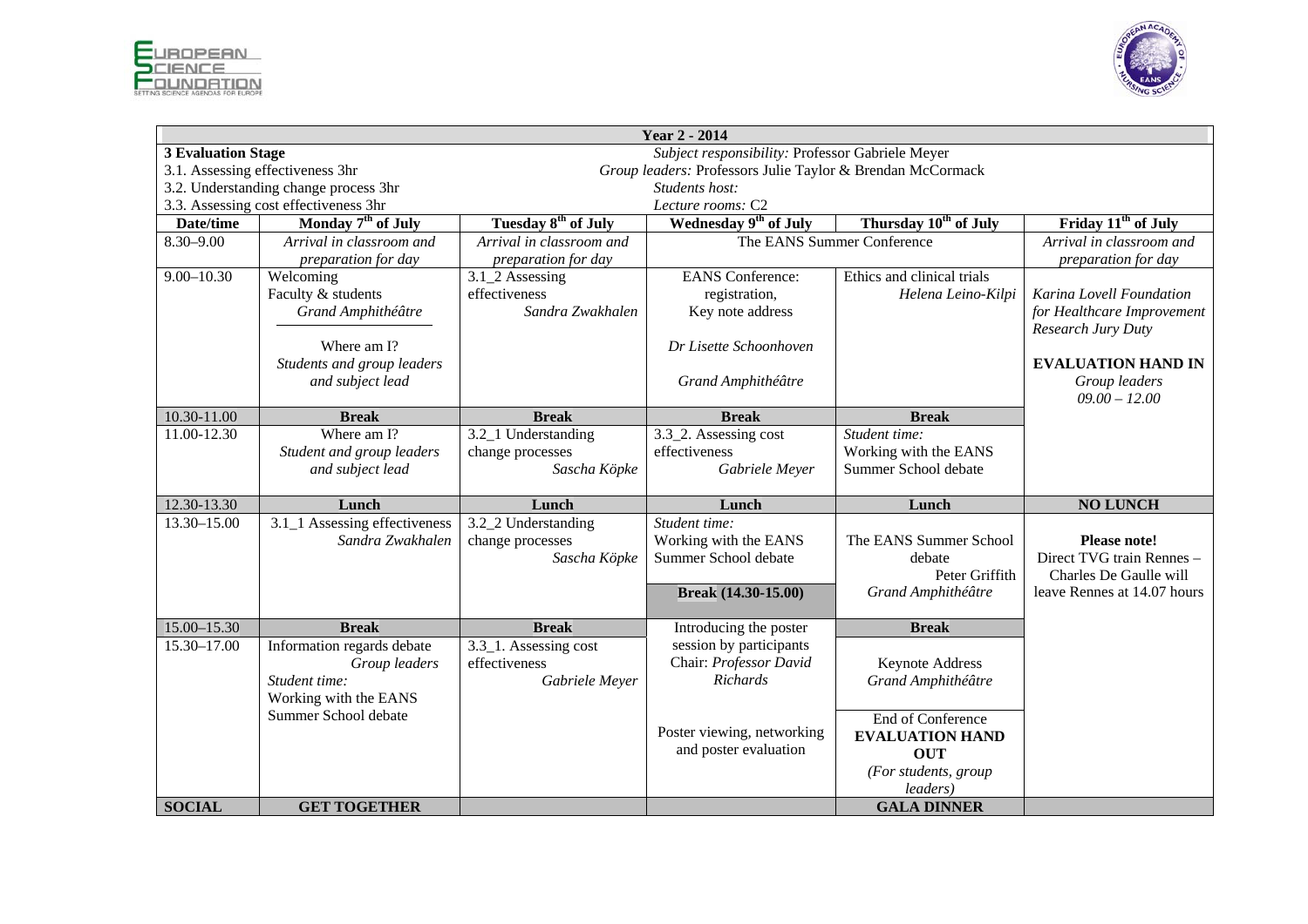| Year 2 - 2014 | | | | | |
|---|---|---|---|---|---|
| **3 Evaluation Stage** | | | *Subject responsibility:* Professor Gabriele Meyer | | |
| 3.1. Assessing effectiveness 3hr | | | *Group leaders:* Professors Julie Taylor & Brendan McCormack | | |
| 3.2. Understanding change process 3hr | | | *Students host:* | | |
| 3.3. Assessing cost effectiveness 3hr | | | *Lecture rooms:* C2 | | |
| **Date/time** | **Monday 7th of July** | **Tuesday 8th of July** | **Wednesday 9th of July** | **Thursday 10th of July** | **Friday 11th of July** |
| 8.30–9.00 | *Arrival in classroom and preparation for day* | *Arrival in classroom and preparation for day* | The EANS Summer Conference | | *Arrival in classroom and preparation for day* |
| 9.00–10.30 | Welcoming Faculty & students *Grand Amphithéâtre* <br> Where am I? *Students and group leaders and subject lead* | 3.1_2 Assessing effectiveness *Sandra Zwakhalen* | EANS Conference: registration, Key note address *Dr Lisette Schoonhoven* *Grand Amphithéâtre* | Ethics and clinical trials *Helena Leino-Kilpi* | *Karina Lovell Foundation for Healthcare Improvement Research Jury Duty* <br> **EVALUATION HAND IN** *Group leaders 09.00 – 12.00* |
| 10.30-11.00 | **Break** | **Break** | **Break** | **Break** | |
| 11.00-12.30 | Where am I? *Student and group leaders and subject lead* | 3.2_1 Understanding change processes *Sascha Köpke* | 3.3_2. Assessing cost effectiveness *Gabriele Meyer* | *Student time:* Working with the EANS Summer School debate | |
| 12.30-13.30 | **Lunch** | **Lunch** | **Lunch** | **Lunch** | **NO LUNCH** |
| 13.30–15.00 | 3.1_1 Assessing effectiveness *Sandra Zwakhalen* | 3.2_2 Understanding change processes *Sascha Köpke* | *Student time:* Working with the EANS Summer School debate <br> **Break (14.30-15.00)** | The EANS Summer School debate Peter Griffith *Grand Amphithéâtre* | **Please note!** Direct TVG train Rennes – Charles De Gaulle will leave Rennes at 14.07 hours |
| 15.00–15.30 | **Break** | **Break** | Introducing the poster session by participants Chair: *Professor David Richards* <br> Poster viewing, networking and poster evaluation | **Break** | |
| 15.30–17.00 | Information regards debate *Group leaders* *Student time:* Working with the EANS Summer School debate | 3.3_1. Assessing cost effectiveness *Gabriele Meyer* | | Keynote Address *Grand Amphithéâtre* <br> End of Conference **EVALUATION HAND OUT** *(For students, group leaders)* | |
| **SOCIAL** | **GET TOGETHER** | | | **GALA DINNER** | |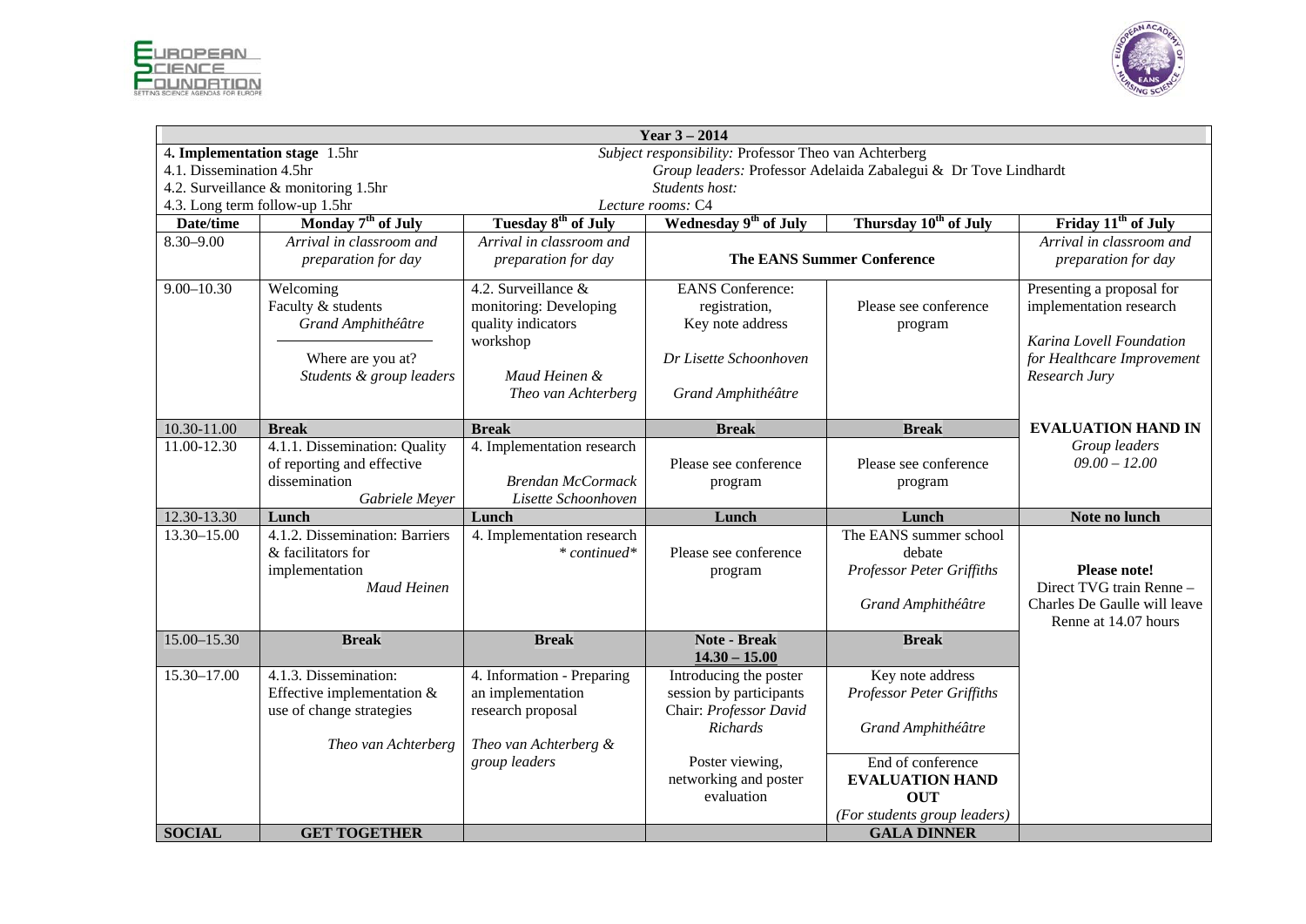**Year 3 – 2014**

4**. Implementation stage** 1.5hr
4.1. Dissemination 4.5hr
4.2. Surveillance & monitoring 1.5hr
4.3. Long term follow-up 1.5hr

*Subject responsibility:* Professor Theo van Achterberg
*Group leaders:* Professor Adelaida Zabalegui & Dr Tove Lindhardt
*Students host:*
*Lecture rooms:* C4

| Date/time | Monday 7th of July | Tuesday 8th of July | Wednesday 9th of July | Thursday 10th of July | Friday 11th of July |
|---|---|---|---|---|---|
| 8.30–9.00 | *Arrival in classroom and preparation for day* | *Arrival in classroom and preparation for day* | **The EANS Summer Conference** | | *Arrival in classroom and preparation for day* |
| 9.00–10.30 | Welcoming Faculty & students *Grand Amphithéâtre* / Where are you at? *Students & group leaders* | 4.2. Surveillance & monitoring: Developing quality indicators workshop *Maud Heinen & Theo van Achterberg* | EANS Conference: registration, Key note address *Dr Lisette Schoonhoven* *Grand Amphithéâtre* | Please see conference program | Presenting a proposal for implementation research *Karina Lovell Foundation for Healthcare Improvement Research Jury* |
| 10.30-11.00 | **Break** | **Break** | **Break** | **Break** | **EVALUATION HAND IN** *Group leaders 09.00 – 12.00* |
| 11.00-12.30 | 4.1.1. Dissemination: Quality of reporting and effective dissemination *Gabriele Meyer* | 4. Implementation research *Brendan McCormack Lisette Schoonhoven* | Please see conference program | Please see conference program | |
| 12.30-13.30 | **Lunch** | **Lunch** | **Lunch** | **Lunch** | **Note no lunch** |
| 13.30–15.00 | 4.1.2. Dissemination: Barriers & facilitators for implementation *Maud Heinen* | 4. Implementation research *\*continued\** | Please see conference program | The EANS summer school debate *Professor Peter Griffiths* *Grand Amphithéâtre* | **Please note!** Direct TVG train Renne – Charles De Gaulle will leave Renne at 14.07 hours |
| 15.00–15.30 | **Break** | **Break** | **Note - Break** **14.30 – 15.00** | **Break** | |
| 15.30–17.00 | 4.1.3. Dissemination: Effective implementation & use of change strategies *Theo van Achterberg* | 4. Information - Preparing an implementation research proposal *Theo van Achterberg & group leaders* | Introducing the poster session by participants Chair: *Professor David Richards* / Poster viewing, networking and poster evaluation | Key note address *Professor Peter Griffiths* *Grand Amphithéâtre* / End of conference **EVALUATION HAND OUT** *(For students group leaders)* | |
| **SOCIAL** | **GET TOGETHER** | | | **GALA DINNER** | |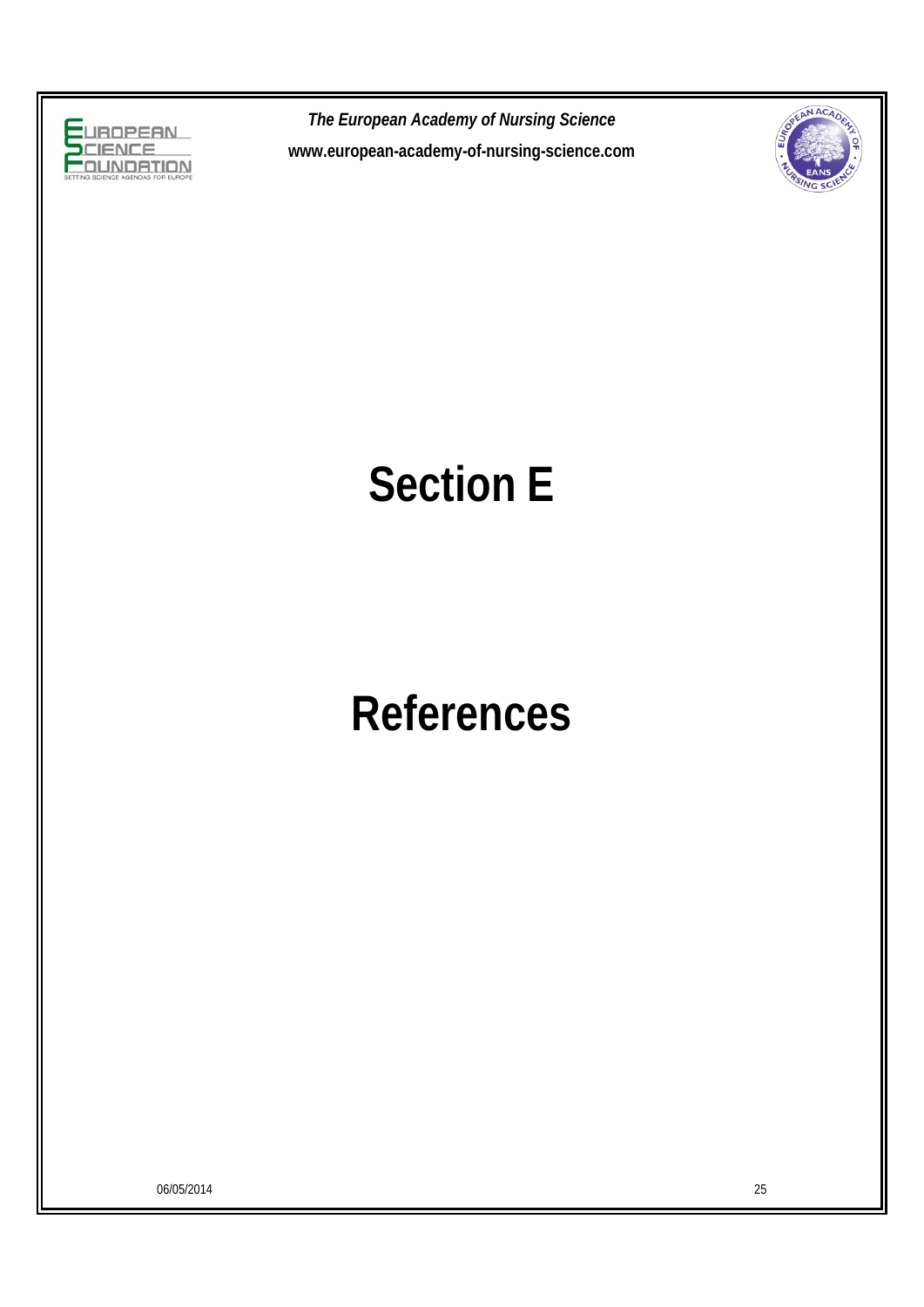# Section E

# References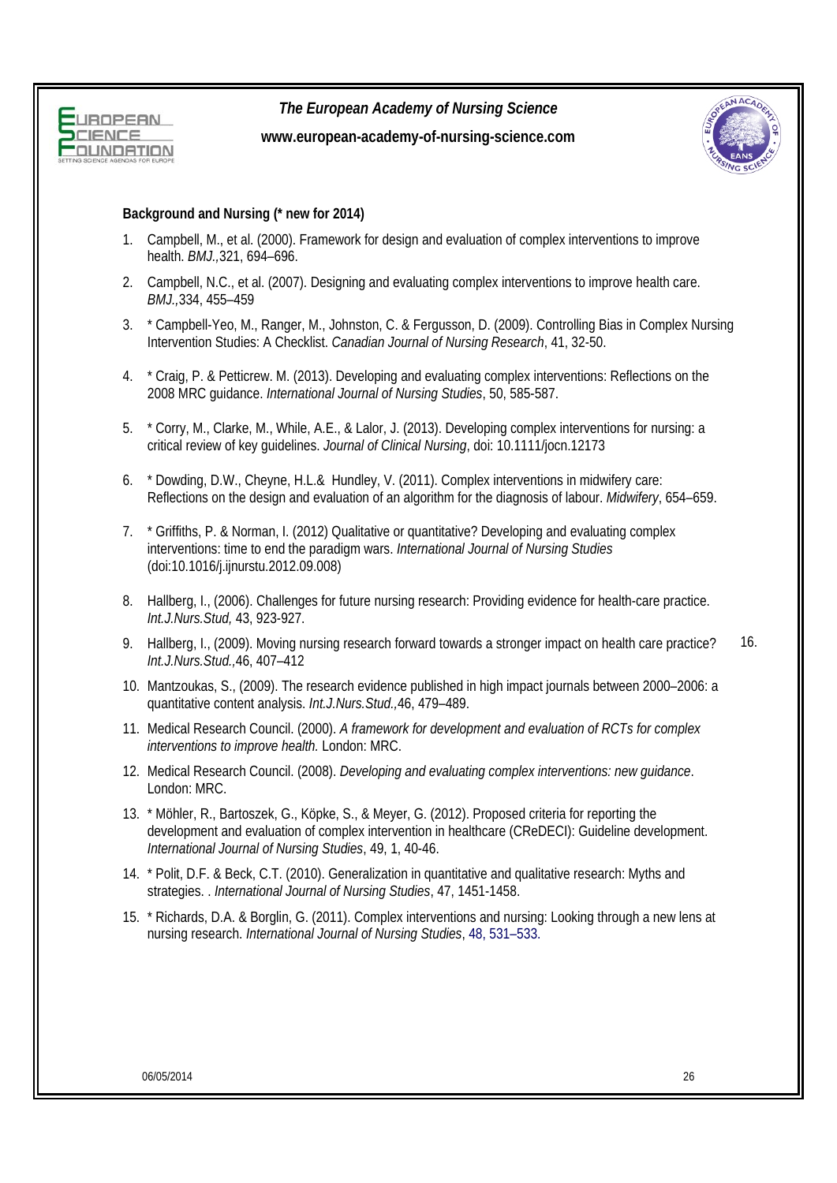**Background and Nursing (* new for 2014)**

1. Campbell, M., et al. (2000). Framework for design and evaluation of complex interventions to improve health. *BMJ.,*321, 694–696.
2. Campbell, N.C., et al. (2007). Designing and evaluating complex interventions to improve health care. *BMJ.,*334, 455–459
3. * Campbell-Yeo, M., Ranger, M., Johnston, C. & Fergusson, D. (2009). Controlling Bias in Complex Nursing Intervention Studies: A Checklist. *Canadian Journal of Nursing Research*, 41, 32-50.
4. * Craig, P. & Petticrew. M. (2013). Developing and evaluating complex interventions: Reflections on the 2008 MRC guidance. *International Journal of Nursing Studies*, 50, 585-587.
5. * Corry, M., Clarke, M., While, A.E., & Lalor, J. (2013). Developing complex interventions for nursing: a critical review of key guidelines. *Journal of Clinical Nursing*, doi: 10.1111/jocn.12173
6. * Dowding, D.W., Cheyne, H.L.& Hundley, V. (2011). Complex interventions in midwifery care: Reflections on the design and evaluation of an algorithm for the diagnosis of labour. *Midwifery*, 654–659.
7. * Griffiths, P. & Norman, I. (2012) Qualitative or quantitative? Developing and evaluating complex interventions: time to end the paradigm wars. *International Journal of Nursing Studies* (doi:10.1016/j.ijnurstu.2012.09.008)
8. Hallberg, I., (2006). Challenges for future nursing research: Providing evidence for health-care practice. *Int.J.Nurs.Stud,* 43, 923-927.
9. Hallberg, I., (2009). Moving nursing research forward towards a stronger impact on health care practice? *Int.J.Nurs.Stud.,*46, 407–412
10. Mantzoukas, S., (2009). The research evidence published in high impact journals between 2000–2006: a quantitative content analysis. *Int.J.Nurs.Stud.,*46, 479–489.
11. Medical Research Council. (2000). *A framework for development and evaluation of RCTs for complex interventions to improve health.* London: MRC.
12. Medical Research Council. (2008). *Developing and evaluating complex interventions: new guidance*. London: MRC.
13. * Möhler, R., Bartoszek, G., Köpke, S., & Meyer, G. (2012). Proposed criteria for reporting the development and evaluation of complex intervention in healthcare (CReDECI): Guideline development. *International Journal of Nursing Studies*, 49, 1, 40-46.
14. * Polit, D.F. & Beck, C.T. (2010). Generalization in quantitative and qualitative research: Myths and strategies. . *International Journal of Nursing Studies*, 47, 1451-1458.
15. * Richards, D.A. & Borglin, G. (2011). Complex interventions and nursing: Looking through a new lens at nursing research. *International Journal of Nursing Studies*, 48, 531–533.
16.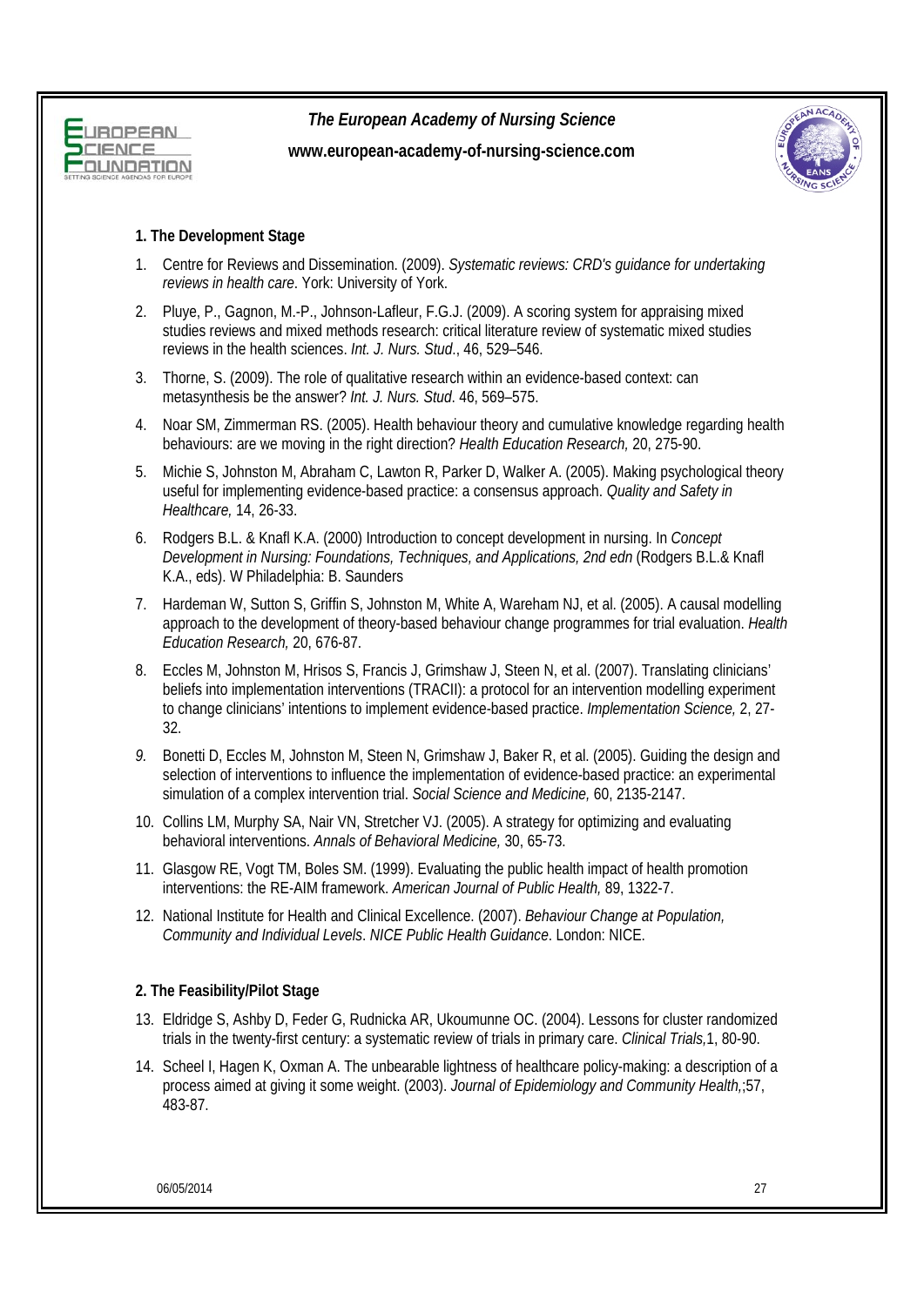**1. The Development Stage**

1. Centre for Reviews and Dissemination. (2009). *Systematic reviews: CRD's guidance for undertaking reviews in health care*. York: University of York.
2. Pluye, P., Gagnon, M.-P., Johnson-Lafleur, F.G.J. (2009). A scoring system for appraising mixed studies reviews and mixed methods research: critical literature review of systematic mixed studies reviews in the health sciences. *Int. J. Nurs. Stud*., 46, 529–546.
3. Thorne, S. (2009). The role of qualitative research within an evidence-based context: can metasynthesis be the answer? *Int. J. Nurs. Stud*. 46, 569–575.
4. Noar SM, Zimmerman RS. (2005). Health behaviour theory and cumulative knowledge regarding health behaviours: are we moving in the right direction? *Health Education Research,* 20, 275-90.
5. Michie S, Johnston M, Abraham C, Lawton R, Parker D, Walker A. (2005). Making psychological theory useful for implementing evidence-based practice: a consensus approach. *Quality and Safety in Healthcare,* 14, 26-33.
6. Rodgers B.L. & Knafl K.A. (2000) Introduction to concept development in nursing. In *Concept Development in Nursing: Foundations, Techniques, and Applications, 2nd edn* (Rodgers B.L.& Knafl K.A., eds). W Philadelphia: B. Saunders
7. Hardeman W, Sutton S, Griffin S, Johnston M, White A, Wareham NJ, et al. (2005). A causal modelling approach to the development of theory-based behaviour change programmes for trial evaluation. *Health Education Research,* 20, 676-87.
8. Eccles M, Johnston M, Hrisos S, Francis J, Grimshaw J, Steen N, et al. (2007). Translating clinicians' beliefs into implementation interventions (TRACII): a protocol for an intervention modelling experiment to change clinicians' intentions to implement evidence-based practice. *Implementation Science,* 2, 27-32.
9. Bonetti D, Eccles M, Johnston M, Steen N, Grimshaw J, Baker R, et al. (2005). Guiding the design and selection of interventions to influence the implementation of evidence-based practice: an experimental simulation of a complex intervention trial. *Social Science and Medicine,* 60, 2135-2147.
10. Collins LM, Murphy SA, Nair VN, Stretcher VJ. (2005). A strategy for optimizing and evaluating behavioral interventions. *Annals of Behavioral Medicine,* 30, 65-73.
11. Glasgow RE, Vogt TM, Boles SM. (1999). Evaluating the public health impact of health promotion interventions: the RE-AIM framework. *American Journal of Public Health,* 89, 1322-7.
12. National Institute for Health and Clinical Excellence. (2007). *Behaviour Change at Population, Community and Individual Levels*. *NICE Public Health Guidance*. London: NICE.

**2. The Feasibility/Pilot Stage**

13. Eldridge S, Ashby D, Feder G, Rudnicka AR, Ukoumunne OC. (2004). Lessons for cluster randomized trials in the twenty-first century: a systematic review of trials in primary care. *Clinical Trials,*1, 80-90.
14. Scheel I, Hagen K, Oxman A. The unbearable lightness of healthcare policy-making: a description of a process aimed at giving it some weight. (2003). *Journal of Epidemiology and Community Health,*;57, 483-87.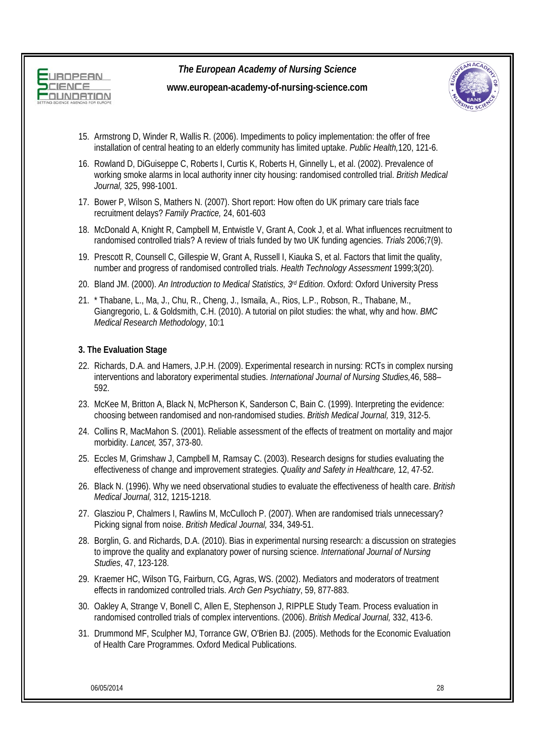15. Armstrong D, Winder R, Wallis R. (2006). Impediments to policy implementation: the offer of free installation of central heating to an elderly community has limited uptake. *Public Health,*120, 121-6.
16. Rowland D, DiGuiseppe C, Roberts I, Curtis K, Roberts H, Ginnelly L, et al. (2002). Prevalence of working smoke alarms in local authority inner city housing: randomised controlled trial. *British Medical Journal,* 325, 998-1001.
17. Bower P, Wilson S, Mathers N. (2007). Short report: How often do UK primary care trials face recruitment delays? *Family Practice,* 24, 601-603
18. McDonald A, Knight R, Campbell M, Entwistle V, Grant A, Cook J, et al. What influences recruitment to randomised controlled trials? A review of trials funded by two UK funding agencies. *Trials* 2006;7(9).
19. Prescott R, Counsell C, Gillespie W, Grant A, Russell I, Kiauka S, et al. Factors that limit the quality, number and progress of randomised controlled trials. *Health Technology Assessment* 1999;3(20).
20. Bland JM. (2000). *An Introduction to Medical Statistics, 3rd Edition*. Oxford: Oxford University Press
21. * Thabane, L., Ma, J., Chu, R., Cheng, J., Ismaila, A., Rios, L.P., Robson, R., Thabane, M., Giangregorio, L. & Goldsmith, C.H. (2010). A tutorial on pilot studies: the what, why and how. *BMC Medical Research Methodology*, 10:1

### 3. The Evaluation Stage

22. Richards, D.A. and Hamers, J.P.H. (2009). Experimental research in nursing: RCTs in complex nursing interventions and laboratory experimental studies. *International Journal of Nursing Studies,*46, 588–592.
23. McKee M, Britton A, Black N, McPherson K, Sanderson C, Bain C. (1999). Interpreting the evidence: choosing between randomised and non-randomised studies. *British Medical Journal,* 319, 312-5.
24. Collins R, MacMahon S. (2001). Reliable assessment of the effects of treatment on mortality and major morbidity. *Lancet,* 357, 373-80.
25. Eccles M, Grimshaw J, Campbell M, Ramsay C. (2003). Research designs for studies evaluating the effectiveness of change and improvement strategies. *Quality and Safety in Healthcare,* 12, 47-52.
26. Black N. (1996). Why we need observational studies to evaluate the effectiveness of health care. *British Medical Journal,* 312, 1215-1218.
27. Glasziou P, Chalmers I, Rawlins M, McCulloch P. (2007). When are randomised trials unnecessary? Picking signal from noise. *British Medical Journal,* 334, 349-51.
28. Borglin, G. and Richards, D.A. (2010). Bias in experimental nursing research: a discussion on strategies to improve the quality and explanatory power of nursing science. *International Journal of Nursing Studies*, 47, 123-128.
29. Kraemer HC, Wilson TG, Fairburn, CG, Agras, WS. (2002). Mediators and moderators of treatment effects in randomized controlled trials. *Arch Gen Psychiatry*, 59, 877-883.
30. Oakley A, Strange V, Bonell C, Allen E, Stephenson J, RIPPLE Study Team. Process evaluation in randomised controlled trials of complex interventions. (2006). *British Medical Journal,* 332, 413-6.
31. Drummond MF, Sculpher MJ, Torrance GW, O'Brien BJ. (2005). Methods for the Economic Evaluation of Health Care Programmes. Oxford Medical Publications.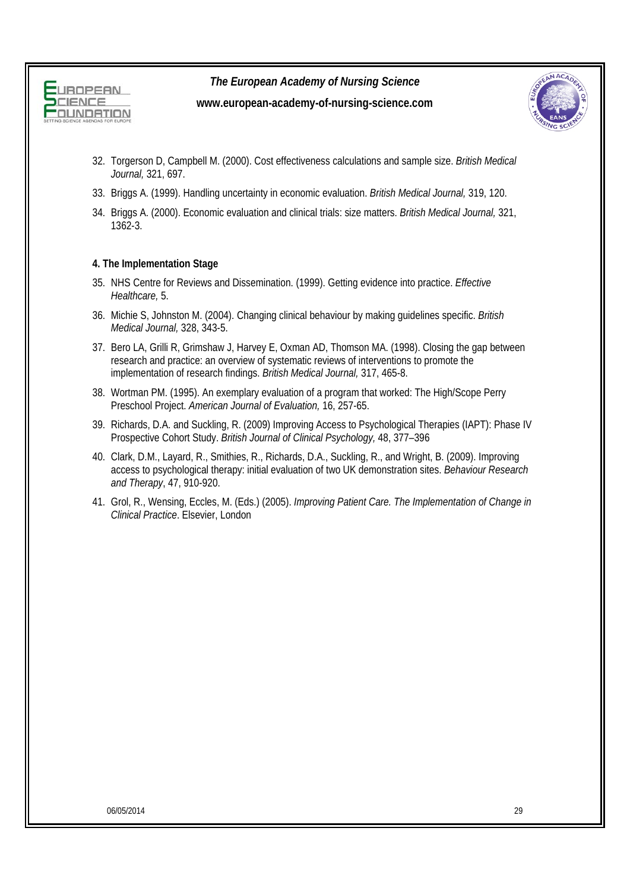32. Torgerson D, Campbell M. (2000). Cost effectiveness calculations and sample size. *British Medical Journal,* 321, 697.
33. Briggs A. (1999). Handling uncertainty in economic evaluation. *British Medical Journal,* 319, 120.
34. Briggs A. (2000). Economic evaluation and clinical trials: size matters. *British Medical Journal,* 321, 1362-3.

**4. The Implementation Stage**

35. NHS Centre for Reviews and Dissemination. (1999). Getting evidence into practice. *Effective Healthcare,* 5.
36. Michie S, Johnston M. (2004). Changing clinical behaviour by making guidelines specific. *British Medical Journal,* 328, 343-5.
37. Bero LA, Grilli R, Grimshaw J, Harvey E, Oxman AD, Thomson MA. (1998). Closing the gap between research and practice: an overview of systematic reviews of interventions to promote the implementation of research findings. *British Medical Journal,* 317, 465-8.
38. Wortman PM. (1995). An exemplary evaluation of a program that worked: The High/Scope Perry Preschool Project. *American Journal of Evaluation,* 16, 257-65.
39. Richards, D.A. and Suckling, R. (2009) Improving Access to Psychological Therapies (IAPT): Phase IV Prospective Cohort Study. *British Journal of Clinical Psychology,* 48, 377–396
40. Clark, D.M., Layard, R., Smithies, R., Richards, D.A., Suckling, R., and Wright, B. (2009). Improving access to psychological therapy: initial evaluation of two UK demonstration sites. *Behaviour Research and Therapy*, 47, 910-920.
41. Grol, R., Wensing, Eccles, M. (Eds.) (2005). *Improving Patient Care. The Implementation of Change in Clinical Practice*. Elsevier, London